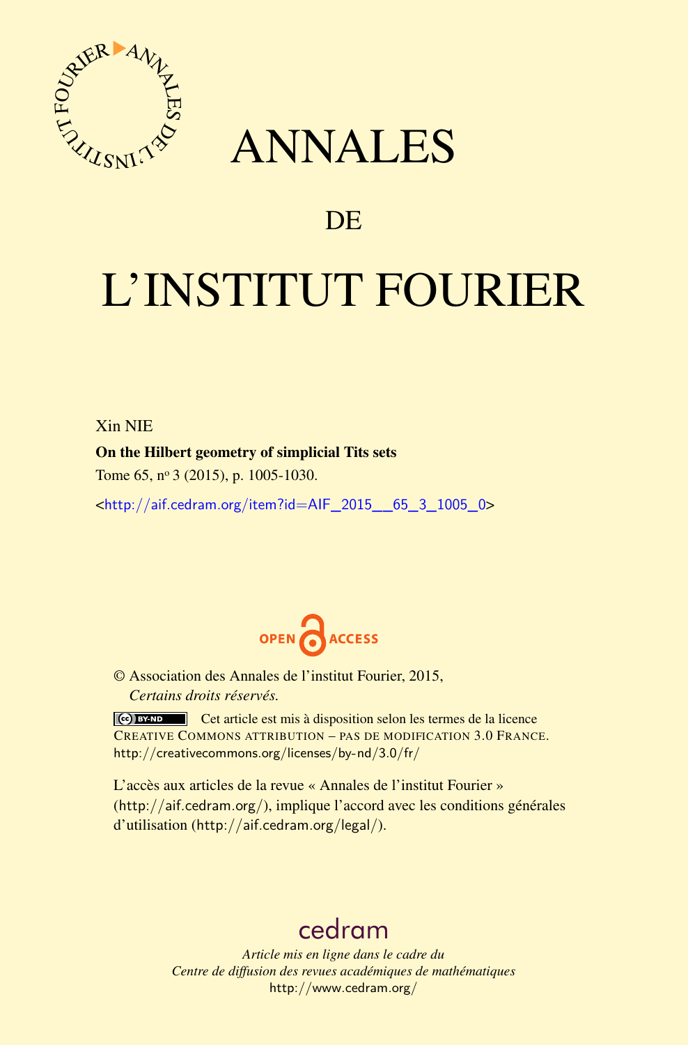# ANNALES

## DE

# L'INSTITUT FOURIER

Xin NIE

**On the Hilbert geometry of simplicial Tits sets**

Tome 65, nº 3 (2015), p. 1005-1030.

<http://aif.cedram.org/item?id=AIF_2015__65_3_1005_0>

OPEN ACCESS

© Association des Annales de l'institut Fourier, 2015,
*Certains droits réservés.*

Cet article est mis à disposition selon les termes de la licence
Creative Commons attribution – pas de modification 3.0 France.
http://creativecommons.org/licenses/by-nd/3.0/fr/

L'accès aux articles de la revue « Annales de l'institut Fourier »
(http://aif.cedram.org/), implique l'accord avec les conditions générales
d'utilisation (http://aif.cedram.org/legal/).

cedram

*Article mis en ligne dans le cadre du*
*Centre de diffusion des revues académiques de mathématiques*
http://www.cedram.org/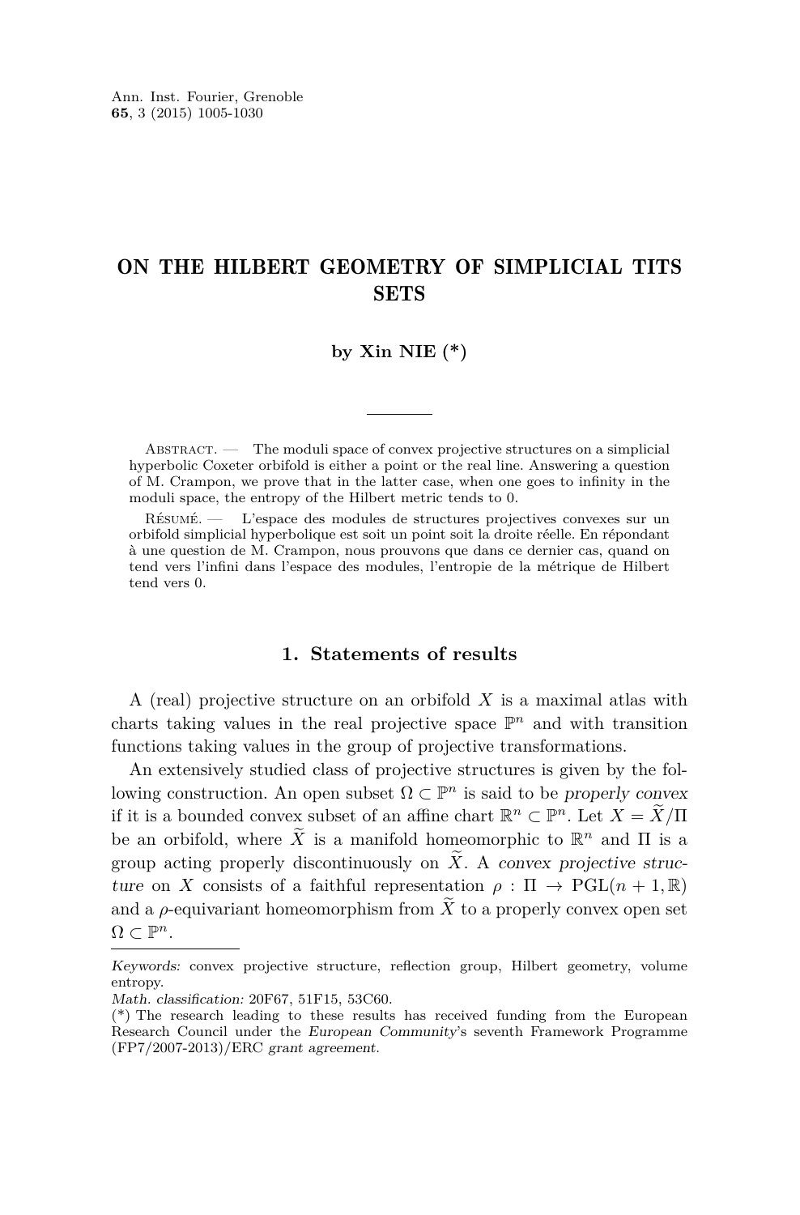## ON THE HILBERT GEOMETRY OF SIMPLICIAL TITS SETS

**by Xin NIE (\*)**

Abstract. — The moduli space of convex projective structures on a simplicial hyperbolic Coxeter orbifold is either a point or the real line. Answering a question of M. Crampon, we prove that in the latter case, when one goes to infinity in the moduli space, the entropy of the Hilbert metric tends to 0.

Résumé. — L'espace des modules de structures projectives convexes sur un orbifold simplicial hyperbolique est soit un point soit la droite réelle. En répondant à une question de M. Crampon, nous prouvons que dans ce dernier cas, quand on tend vers l'infini dans l'espace des modules, l'entropie de la métrique de Hilbert tend vers 0.

### 1. Statements of results

A (real) projective structure on an orbifold $X$ is a maximal atlas with charts taking values in the real projective space $\mathbb{P}^n$ and with transition functions taking values in the group of projective transformations.

An extensively studied class of projective structures is given by the following construction. An open subset $\Omega \subset \mathbb{P}^n$ is said to be *properly convex* if it is a bounded convex subset of an affine chart $\mathbb{R}^n \subset \mathbb{P}^n$. Let $X = \widetilde{X}/\Pi$ be an orbifold, where $\widetilde{X}$ is a manifold homeomorphic to $\mathbb{R}^n$ and $\Pi$ is a group acting properly discontinuously on $\widetilde{X}$. A *convex projective structure* on $X$ consists of a faithful representation $\rho : \Pi \to \mathrm{PGL}(n+1, \mathbb{R})$ and a $\rho$-equivariant homeomorphism from $\widetilde{X}$ to a properly convex open set $\Omega \subset \mathbb{P}^n$.

*Keywords:* convex projective structure, reflection group, Hilbert geometry, volume entropy.
*Math. classification:* 20F67, 51F15, 53C60.
(\*) The research leading to these results has received funding from the European Research Council under the *European Community*'s seventh Framework Programme (FP7/2007-2013)/ERC *grant agreement*.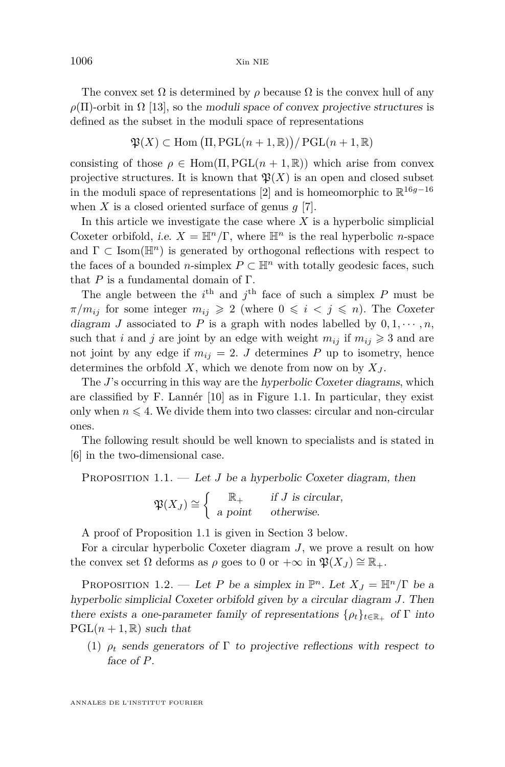The convex set $\Omega$ is determined by $\rho$ because $\Omega$ is the convex hull of any $\rho(\Pi)$-orbit in $\Omega$ [13], so the *moduli space of convex projective structures* is defined as the subset in the moduli space of representations

$$\mathfrak{P}(X) \subset \mathrm{Hom}\big(\Pi, \mathrm{PGL}(n+1, \mathbb{R})\big) / \mathrm{PGL}(n+1, \mathbb{R})$$

consisting of those $\rho \in \mathrm{Hom}(\Pi, \mathrm{PGL}(n+1, \mathbb{R}))$ which arise from convex projective structures. It is known that $\mathfrak{P}(X)$ is an open and closed subset in the moduli space of representations [2] and is homeomorphic to $\mathbb{R}^{16g-16}$ when $X$ is a closed oriented surface of genus $g$ [7].

In this article we investigate the case where $X$ is a hyperbolic simplicial Coxeter orbifold, *i.e.* $X = \mathbb{H}^n/\Gamma$, where $\mathbb{H}^n$ is the real hyperbolic $n$-space and $\Gamma \subset \mathrm{Isom}(\mathbb{H}^n)$ is generated by orthogonal reflections with respect to the faces of a bounded $n$-simplex $P \subset \mathbb{H}^n$ with totally geodesic faces, such that $P$ is a fundamental domain of $\Gamma$.

The angle between the $i^{\text{th}}$ and $j^{\text{th}}$ face of such a simplex $P$ must be $\pi/m_{ij}$ for some integer $m_{ij} \geqslant 2$ (where $0 \leqslant i < j \leqslant n$). The *Coxeter diagram* $J$ associated to $P$ is a graph with nodes labelled by $0, 1, \cdots, n$, such that $i$ and $j$ are joint by an edge with weight $m_{ij}$ if $m_{ij} \geqslant 3$ and are not joint by any edge if $m_{ij} = 2$. $J$ determines $P$ up to isometry, hence determines the orbfold $X$, which we denote from now on by $X_J$.

The $J$'s occurring in this way are the *hyperbolic Coxeter diagrams*, which are classified by F. Lannér [10] as in Figure 1.1. In particular, they exist only when $n \leqslant 4$. We divide them into two classes: circular and non-circular ones.

The following result should be well known to specialists and is stated in [6] in the two-dimensional case.

Proposition 1.1. — *Let $J$ be a hyperbolic Coxeter diagram, then*

$$\mathfrak{P}(X_J) \cong \begin{cases} \mathbb{R}_+ & \text{if } J \text{ is circular,} \\ \text{a point} & \text{otherwise.} \end{cases}$$

A proof of Proposition 1.1 is given in Section 3 below.

For a circular hyperbolic Coxeter diagram $J$, we prove a result on how the convex set $\Omega$ deforms as $\rho$ goes to 0 or $+\infty$ in $\mathfrak{P}(X_J) \cong \mathbb{R}_+$.

Proposition 1.2. — *Let $P$ be a simplex in $\mathbb{P}^n$. Let $X_J = \mathbb{H}^n/\Gamma$ be a hyperbolic simplicial Coxeter orbifold given by a circular diagram $J$. Then there exists a one-parameter family of representations $\{\rho_t\}_{t \in \mathbb{R}_+}$ of $\Gamma$ into $\mathrm{PGL}(n+1, \mathbb{R})$ such that*

(1) *$\rho_t$ sends generators of $\Gamma$ to projective reflections with respect to face of $P$.*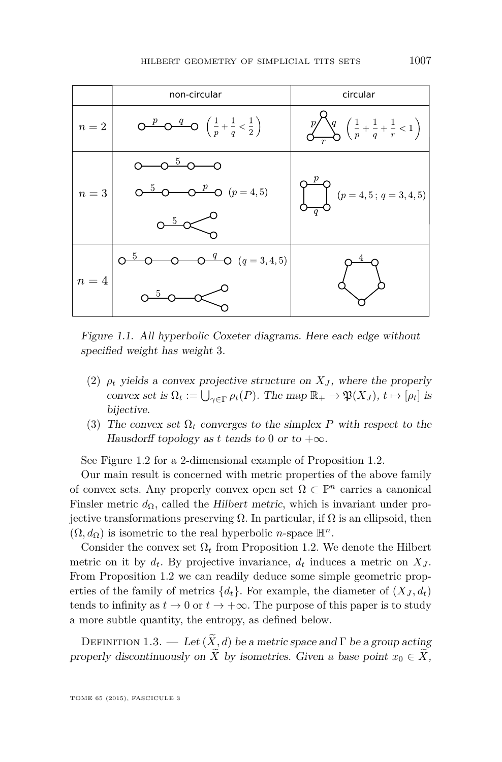|  | non-circular | circular |
| --- | --- | --- |
| $n=2$ | $\left(\frac{1}{p}+\frac{1}{q}<\frac{1}{2}\right)$ | $\left(\frac{1}{p}+\frac{1}{q}+\frac{1}{r}<1\right)$ |
| $n=3$ | $(p=4,5)$ | $(p=4,5\,;\,q=3,4,5)$ |
| $n=4$ | $(q=3,4,5)$ |  |

*Figure 1.1. All hyperbolic Coxeter diagrams. Here each edge without specified weight has weight 3.*

(2) *$\rho_t$ yields a convex projective structure on $X_J$, where the properly convex set is $\Omega_t := \bigcup_{\gamma\in\Gamma} \rho_t(P)$. The map $\mathbb{R}_+ \to \mathfrak{P}(X_J)$, $t \mapsto [\rho_t]$ is bijective.*

(3) *The convex set $\Omega_t$ converges to the simplex $P$ with respect to the Hausdorff topology as $t$ tends to $0$ or to $+\infty$.*

See Figure 1.2 for a 2-dimensional example of Proposition 1.2.

Our main result is concerned with metric properties of the above family of convex sets. Any properly convex open set $\Omega \subset \mathbb{P}^n$ carries a canonical Finsler metric $d_\Omega$, called the *Hilbert metric*, which is invariant under projective transformations preserving $\Omega$. In particular, if $\Omega$ is an ellipsoid, then $(\Omega, d_\Omega)$ is isometric to the real hyperbolic $n$-space $\mathbb{H}^n$.

Consider the convex set $\Omega_t$ from Proposition 1.2. We denote the Hilbert metric on it by $d_t$. By projective invariance, $d_t$ induces a metric on $X_J$. From Proposition 1.2 we can readily deduce some simple geometric properties of the family of metrics $\{d_t\}$. For example, the diameter of $(X_J, d_t)$ tends to infinity as $t \to 0$ or $t \to +\infty$. The purpose of this paper is to study a more subtle quantity, the entropy, as defined below.

Definition 1.3. — *Let $(\widetilde{X}, d)$ be a metric space and $\Gamma$ be a group acting properly discontinuously on $\widetilde{X}$ by isometries. Given a base point $x_0 \in \widetilde{X}$,*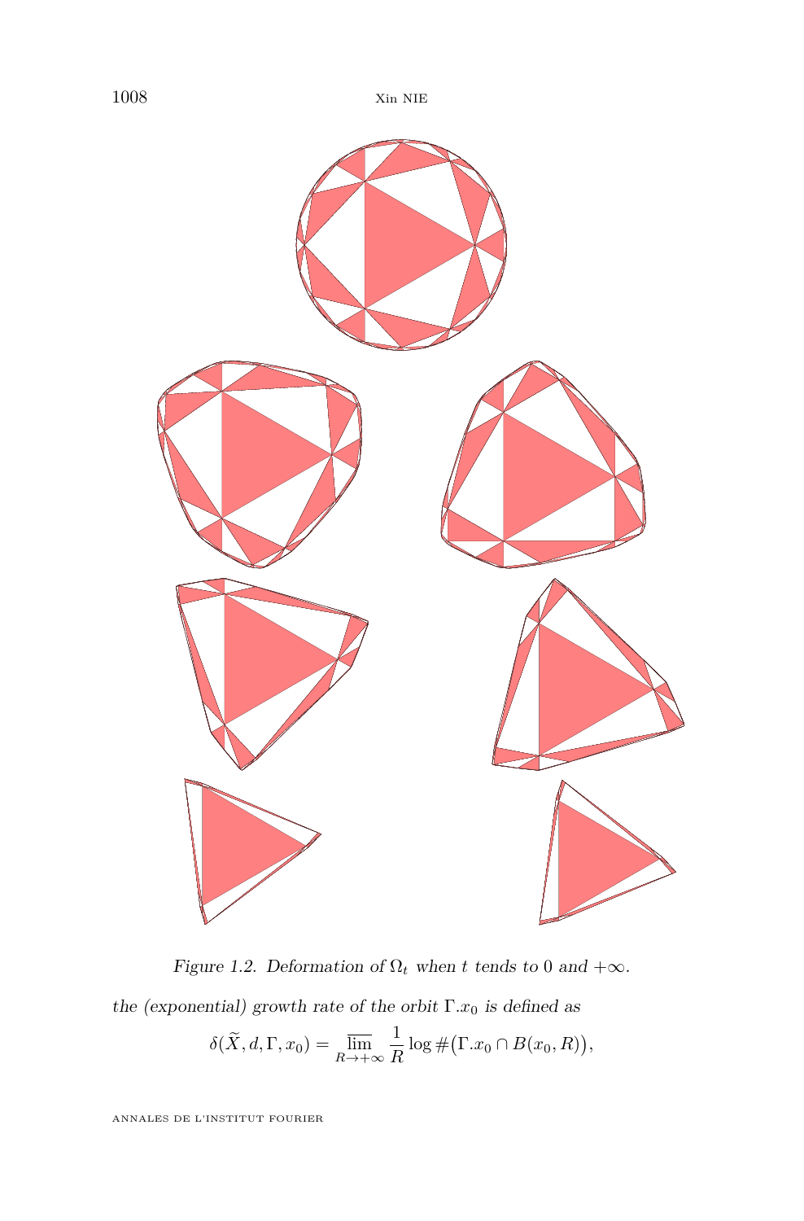Figure 1.2. Deformation of $\Omega_t$ when $t$ tends to $0$ and $+\infty$.

*the (exponential) growth rate of the orbit* $\Gamma.x_0$ *is defined as*

$$\delta(\widetilde{X}, d, \Gamma, x_0) = \overline{\lim_{R \to +\infty}} \frac{1}{R} \log \#\big(\Gamma.x_0 \cap B(x_0, R)\big),$$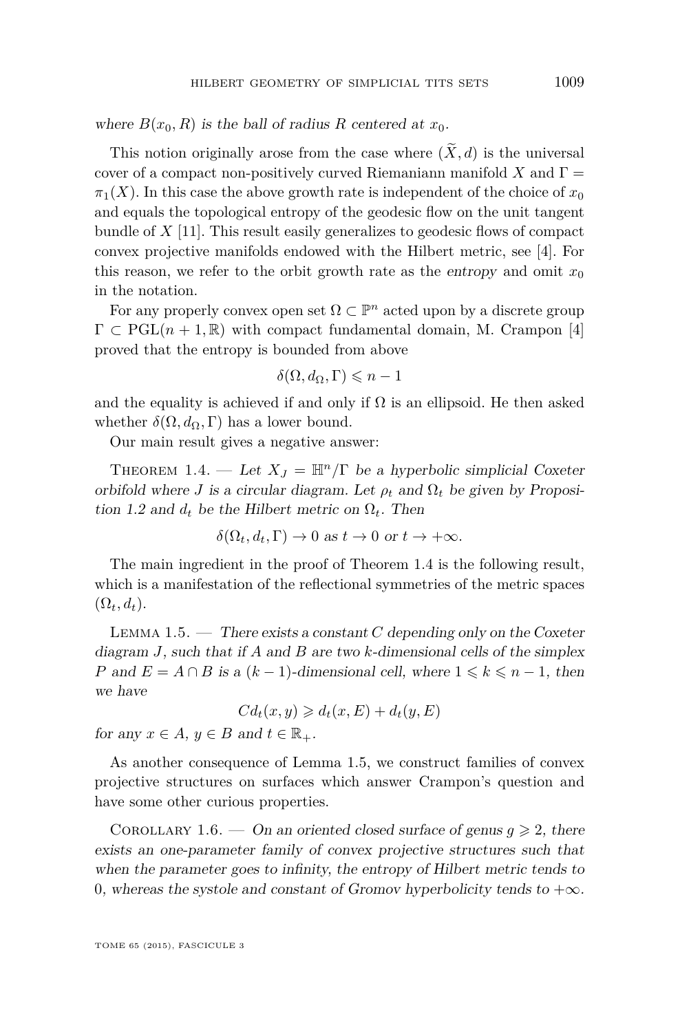*where $B(x_0, R)$ is the ball of radius $R$ centered at $x_0$.*

This notion originally arose from the case where $(\widetilde{X}, d)$ is the universal cover of a compact non-positively curved Riemaniann manifold $X$ and $\Gamma = \pi_1(X)$. In this case the above growth rate is independent of the choice of $x_0$ and equals the topological entropy of the geodesic flow on the unit tangent bundle of $X$ [11]. This result easily generalizes to geodesic flows of compact convex projective manifolds endowed with the Hilbert metric, see [4]. For this reason, we refer to the orbit growth rate as the *entropy* and omit $x_0$ in the notation.

For any properly convex open set $\Omega \subset \mathbb{P}^n$ acted upon by a discrete group $\Gamma \subset \mathrm{PGL}(n+1, \mathbb{R})$ with compact fundamental domain, M. Crampon [4] proved that the entropy is bounded from above

$$\delta(\Omega, d_\Omega, \Gamma) \leqslant n - 1$$

and the equality is achieved if and only if $\Omega$ is an ellipsoid. He then asked whether $\delta(\Omega, d_\Omega, \Gamma)$ has a lower bound.

Our main result gives a negative answer:

Theorem 1.4. — *Let $X_J = \mathbb{H}^n/\Gamma$ be a hyperbolic simplicial Coxeter orbifold where $J$ is a circular diagram. Let $\rho_t$ and $\Omega_t$ be given by Proposition 1.2 and $d_t$ be the Hilbert metric on $\Omega_t$. Then*

$$\delta(\Omega_t, d_t, \Gamma) \to 0 \text{ as } t \to 0 \text{ or } t \to +\infty.$$

The main ingredient in the proof of Theorem 1.4 is the following result, which is a manifestation of the reflectional symmetries of the metric spaces $(\Omega_t, d_t)$.

Lemma 1.5. — *There exists a constant $C$ depending only on the Coxeter diagram $J$, such that if $A$ and $B$ are two $k$-dimensional cells of the simplex $P$ and $E = A \cap B$ is a $(k-1)$-dimensional cell, where $1 \leqslant k \leqslant n-1$, then we have*

$$C d_t(x, y) \geqslant d_t(x, E) + d_t(y, E)$$

*for any $x \in A$, $y \in B$ and $t \in \mathbb{R}_+$.*

As another consequence of Lemma 1.5, we construct families of convex projective structures on surfaces which answer Crampon's question and have some other curious properties.

Corollary 1.6. — *On an oriented closed surface of genus $g \geqslant 2$, there exists an one-parameter family of convex projective structures such that when the parameter goes to infinity, the entropy of Hilbert metric tends to 0, whereas the systole and constant of Gromov hyperbolicity tends to $+\infty$.*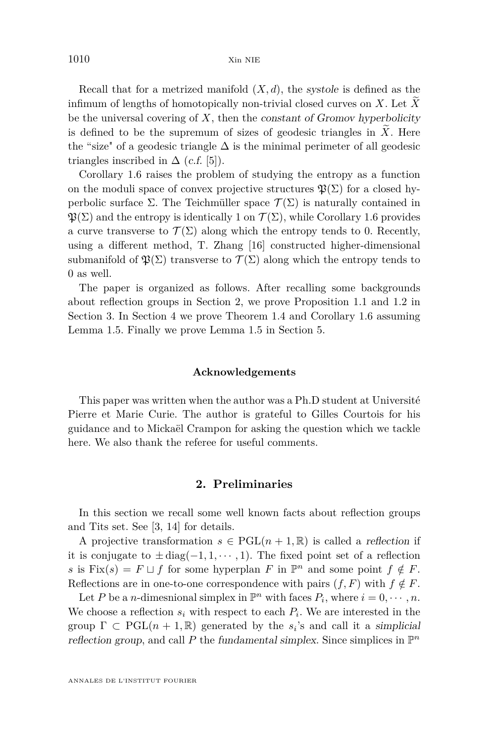Recall that for a metrized manifold $(X, d)$, the *systole* is defined as the infimum of lengths of homotopically non-trivial closed curves on $X$. Let $\widetilde{X}$ be the universal covering of $X$, then the *constant of Gromov hyperbolicity* is defined to be the supremum of sizes of geodesic triangles in $\widetilde{X}$. Here the "size" of a geodesic triangle $\Delta$ is the minimal perimeter of all geodesic triangles inscribed in $\Delta$ (*c.f.* [5]).

Corollary 1.6 raises the problem of studying the entropy as a function on the moduli space of convex projective structures $\mathfrak{P}(\Sigma)$ for a closed hyperbolic surface $\Sigma$. The Teichmüller space $\mathcal{T}(\Sigma)$ is naturally contained in $\mathfrak{P}(\Sigma)$ and the entropy is identically 1 on $\mathcal{T}(\Sigma)$, while Corollary 1.6 provides a curve transverse to $\mathcal{T}(\Sigma)$ along which the entropy tends to 0. Recently, using a different method, T. Zhang [16] constructed higher-dimensional submanifold of $\mathfrak{P}(\Sigma)$ transverse to $\mathcal{T}(\Sigma)$ along which the entropy tends to 0 as well.

The paper is organized as follows. After recalling some backgrounds about reflection groups in Section 2, we prove Proposition 1.1 and 1.2 in Section 3. In Section 4 we prove Theorem 1.4 and Corollary 1.6 assuming Lemma 1.5. Finally we prove Lemma 1.5 in Section 5.

### Acknowledgements

This paper was written when the author was a Ph.D student at Université Pierre et Marie Curie. The author is grateful to Gilles Courtois for his guidance and to Mickaël Crampon for asking the question which we tackle here. We also thank the referee for useful comments.

## 2. Preliminaries

In this section we recall some well known facts about reflection groups and Tits set. See [3, 14] for details.

A projective transformation $s \in \mathrm{PGL}(n+1, \mathbb{R})$ is called a *reflection* if it is conjugate to $\pm\,\mathrm{diag}(-1, 1, \cdots, 1)$. The fixed point set of a reflection $s$ is $\mathrm{Fix}(s) = F \sqcup f$ for some hyperplan $F$ in $\mathbb{P}^n$ and some point $f \notin F$. Reflections are in one-to-one correspondence with pairs $(f, F)$ with $f \notin F$.

Let $P$ be a $n$-dimesnional simplex in $\mathbb{P}^n$ with faces $P_i$, where $i = 0, \cdots, n$. We choose a reflection $s_i$ with respect to each $P_i$. We are interested in the group $\Gamma \subset \mathrm{PGL}(n+1, \mathbb{R})$ generated by the $s_i$'s and call it a *simplicial reflection group*, and call $P$ the *fundamental simplex*. Since simplices in $\mathbb{P}^n$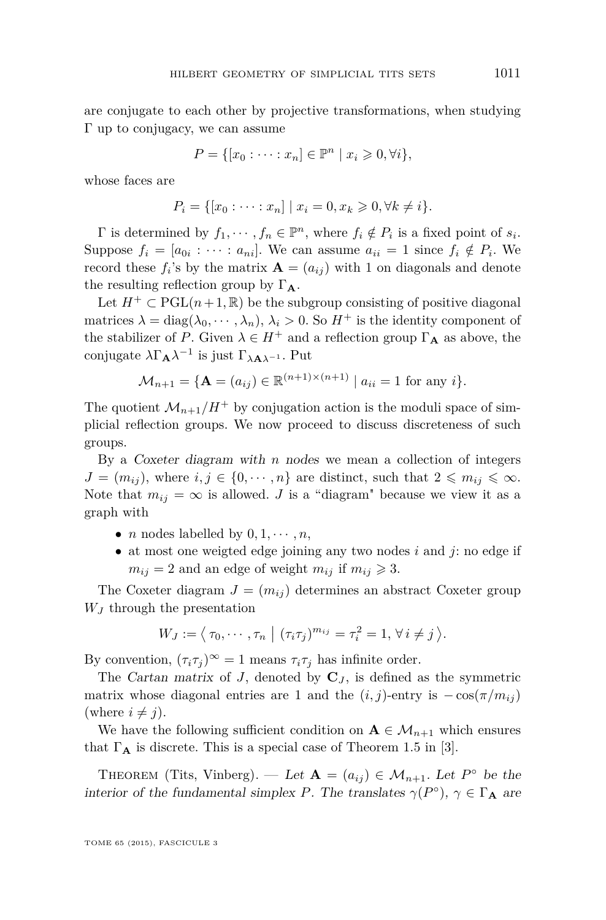are conjugate to each other by projective transformations, when studying $\Gamma$ up to conjugacy, we can assume

$$P = \{[x_0 : \cdots : x_n] \in \mathbb{P}^n \mid x_i \geqslant 0, \forall i\},$$

whose faces are

$$P_i = \{[x_0 : \cdots : x_n] \mid x_i = 0, x_k \geqslant 0, \forall k \neq i\}.$$

$\Gamma$ is determined by $f_1, \cdots, f_n \in \mathbb{P}^n$, where $f_i \notin P_i$ is a fixed point of $s_i$. Suppose $f_i = [a_{0i} : \cdots : a_{ni}]$. We can assume $a_{ii} = 1$ since $f_i \notin P_i$. We record these $f_i$'s by the matrix $\mathbf{A} = (a_{ij})$ with 1 on diagonals and denote the resulting reflection group by $\Gamma_{\mathbf{A}}$.

Let $H^+ \subset \mathrm{PGL}(n+1, \mathbb{R})$ be the subgroup consisting of positive diagonal matrices $\lambda = \mathrm{diag}(\lambda_0, \cdots, \lambda_n)$, $\lambda_i > 0$. So $H^+$ is the identity component of the stabilizer of $P$. Given $\lambda \in H^+$ and a reflection group $\Gamma_{\mathbf{A}}$ as above, the conjugate $\lambda \Gamma_{\mathbf{A}} \lambda^{-1}$ is just $\Gamma_{\lambda \mathbf{A} \lambda^{-1}}$. Put

$$\mathcal{M}_{n+1} = \{\mathbf{A} = (a_{ij}) \in \mathbb{R}^{(n+1)\times(n+1)} \mid a_{ii} = 1 \text{ for any } i\}.$$

The quotient $\mathcal{M}_{n+1}/H^+$ by conjugation action is the moduli space of simplicial reflection groups. We now proceed to discuss discreteness of such groups.

By a *Coxeter diagram with n nodes* we mean a collection of integers $J = (m_{ij})$, where $i, j \in \{0, \cdots, n\}$ are distinct, such that $2 \leqslant m_{ij} \leqslant \infty$. Note that $m_{ij} = \infty$ is allowed. $J$ is a "diagram" because we view it as a graph with

- $n$ nodes labelled by $0, 1, \cdots, n$,
- at most one weigted edge joining any two nodes $i$ and $j$: no edge if $m_{ij} = 2$ and an edge of weight $m_{ij}$ if $m_{ij} \geqslant 3$.

The Coxeter diagram $J = (m_{ij})$ determines an abstract Coxeter group $W_J$ through the presentation

$$W_J := \left\langle \tau_0, \cdots, \tau_n \;\middle|\; (\tau_i \tau_j)^{m_{ij}} = \tau_i^2 = 1, \forall\, i \neq j \right\rangle.$$

By convention, $(\tau_i \tau_j)^\infty = 1$ means $\tau_i \tau_j$ has infinite order.

The *Cartan matrix* of $J$, denoted by $\mathbf{C}_J$, is defined as the symmetric matrix whose diagonal entries are 1 and the $(i,j)$-entry is $-\cos(\pi/m_{ij})$ (where $i \neq j$).

We have the following sufficient condition on $\mathbf{A} \in \mathcal{M}_{n+1}$ which ensures that $\Gamma_{\mathbf{A}}$ is discrete. This is a special case of Theorem 1.5 in [3].

Theorem (Tits, Vinberg). — *Let $\mathbf{A} = (a_{ij}) \in \mathcal{M}_{n+1}$. Let $P^\circ$ be the interior of the fundamental simplex $P$. The translates $\gamma(P^\circ)$, $\gamma \in \Gamma_{\mathbf{A}}$ are*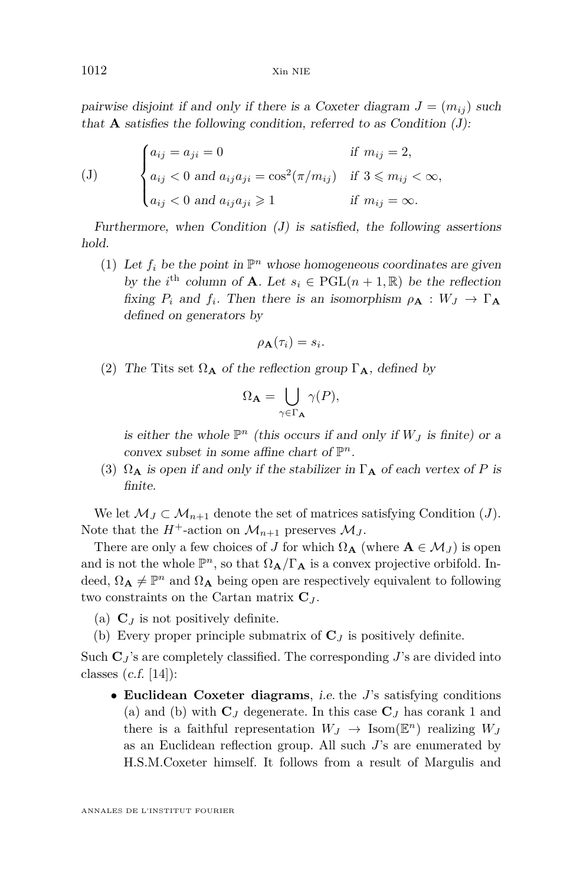*pairwise disjoint if and only if there is a Coxeter diagram $J = (m_{ij})$ such that $\mathbf{A}$ satisfies the following condition, referred to as Condition (J):*

$$
\text{(J)} \qquad \begin{cases} a_{ij} = a_{ji} = 0 & \text{if } m_{ij} = 2, \\ a_{ij} < 0 \text{ and } a_{ij}a_{ji} = \cos^2(\pi/m_{ij}) & \text{if } 3 \leqslant m_{ij} < \infty, \\ a_{ij} < 0 \text{ and } a_{ij}a_{ji} \geqslant 1 & \text{if } m_{ij} = \infty. \end{cases}
$$

*Furthermore, when Condition (J) is satisfied, the following assertions hold.*

1. *Let $f_i$ be the point in $\mathbb{P}^n$ whose homogeneous coordinates are given by the $i^{\text{th}}$ column of $\mathbf{A}$. Let $s_i \in \mathrm{PGL}(n+1, \mathbb{R})$ be the reflection fixing $P_i$ and $f_i$. Then there is an isomorphism $\rho_{\mathbf{A}} : W_J \to \Gamma_{\mathbf{A}}$ defined on generators by*

$$
\rho_{\mathbf{A}}(\tau_i) = s_i.
$$

2. *The* Tits set *$\Omega_{\mathbf{A}}$ of the reflection group $\Gamma_{\mathbf{A}}$, defined by*

$$
\Omega_{\mathbf{A}} = \bigcup_{\gamma \in \Gamma_{\mathbf{A}}} \gamma(P),
$$

*is either the whole $\mathbb{P}^n$ (this occurs if and only if $W_J$ is finite) or a convex subset in some affine chart of $\mathbb{P}^n$.*

3. *$\Omega_{\mathbf{A}}$ is open if and only if the stabilizer in $\Gamma_{\mathbf{A}}$ of each vertex of $P$ is finite.*

We let $\mathcal{M}_J \subset \mathcal{M}_{n+1}$ denote the set of matrices satisfying Condition $(J)$. Note that the $H^+$-action on $\mathcal{M}_{n+1}$ preserves $\mathcal{M}_J$.

There are only a few choices of $J$ for which $\Omega_{\mathbf{A}}$ (where $\mathbf{A} \in \mathcal{M}_J$) is open and is not the whole $\mathbb{P}^n$, so that $\Omega_{\mathbf{A}}/\Gamma_{\mathbf{A}}$ is a convex projective orbifold. Indeed, $\Omega_{\mathbf{A}} \neq \mathbb{P}^n$ and $\Omega_{\mathbf{A}}$ being open are respectively equivalent to following two constraints on the Cartan matrix $\mathbf{C}_J$.

(a) $\mathbf{C}_J$ is not positively definite.
(b) Every proper principle submatrix of $\mathbf{C}_J$ is positively definite.

Such $\mathbf{C}_J$'s are completely classified. The corresponding $J$'s are divided into classes (*c.f.* [14]):

- **Euclidean Coxeter diagrams**, *i.e.* the $J$'s satisfying conditions (a) and (b) with $\mathbf{C}_J$ degenerate. In this case $\mathbf{C}_J$ has corank 1 and there is a faithful representation $W_J \to \mathrm{Isom}(\mathbb{E}^n)$ realizing $W_J$ as an Euclidean reflection group. All such $J$'s are enumerated by H.S.M.Coxeter himself. It follows from a result of Margulis and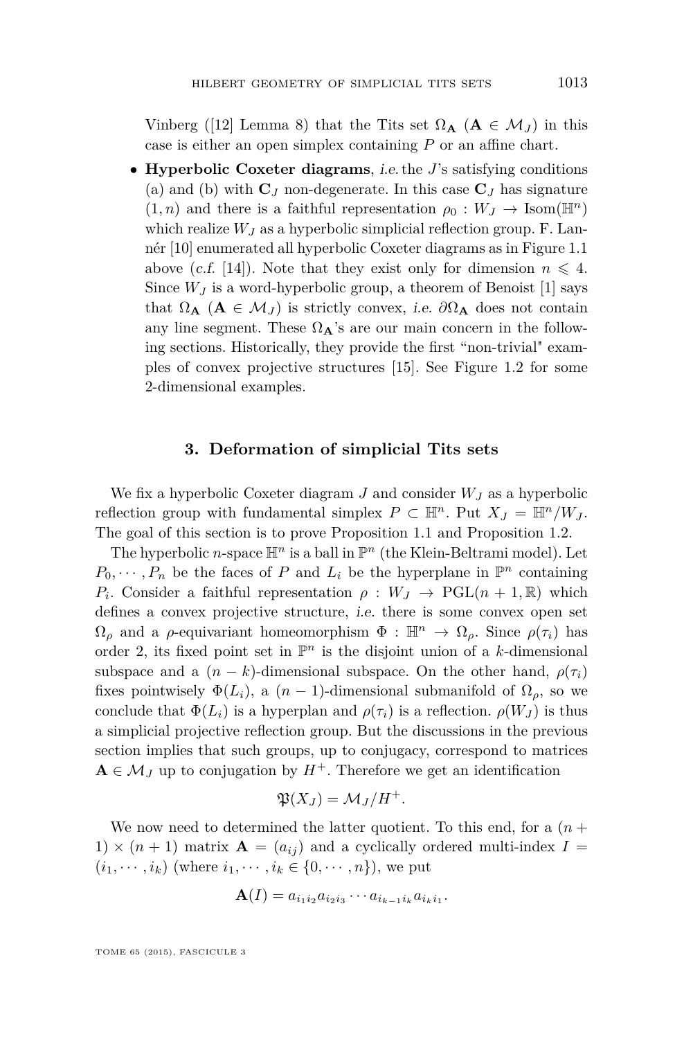Vinberg ([12] Lemma 8) that the Tits set $\Omega_{\mathbf{A}}$ ($\mathbf{A} \in \mathcal{M}_J$) in this case is either an open simplex containing $P$ or an affine chart.

- **Hyperbolic Coxeter diagrams**, *i.e.* the $J$'s satisfying conditions (a) and (b) with $\mathbf{C}_J$ non-degenerate. In this case $\mathbf{C}_J$ has signature $(1, n)$ and there is a faithful representation $\rho_0 : W_J \to \mathrm{Isom}(\mathbb{H}^n)$ which realize $W_J$ as a hyperbolic simplicial reflection group. F. Lannér [10] enumerated all hyperbolic Coxeter diagrams as in Figure 1.1 above (*c.f.* [14]). Note that they exist only for dimension $n \leqslant 4$. Since $W_J$ is a word-hyperbolic group, a theorem of Benoist [1] says that $\Omega_{\mathbf{A}}$ ($\mathbf{A} \in \mathcal{M}_J$) is strictly convex, *i.e.* $\partial\Omega_{\mathbf{A}}$ does not contain any line segment. These $\Omega_{\mathbf{A}}$'s are our main concern in the following sections. Historically, they provide the first "non-trivial" examples of convex projective structures [15]. See Figure 1.2 for some 2-dimensional examples.

## 3. Deformation of simplicial Tits sets

We fix a hyperbolic Coxeter diagram $J$ and consider $W_J$ as a hyperbolic reflection group with fundamental simplex $P \subset \mathbb{H}^n$. Put $X_J = \mathbb{H}^n / W_J$. The goal of this section is to prove Proposition 1.1 and Proposition 1.2.

The hyperbolic $n$-space $\mathbb{H}^n$ is a ball in $\mathbb{P}^n$ (the Klein-Beltrami model). Let $P_0, \cdots, P_n$ be the faces of $P$ and $L_i$ be the hyperplane in $\mathbb{P}^n$ containing $P_i$. Consider a faithful representation $\rho : W_J \to \mathrm{PGL}(n+1, \mathbb{R})$ which defines a convex projective structure, *i.e.* there is some convex open set $\Omega_\rho$ and a $\rho$-equivariant homeomorphism $\Phi : \mathbb{H}^n \to \Omega_\rho$. Since $\rho(\tau_i)$ has order 2, its fixed point set in $\mathbb{P}^n$ is the disjoint union of a $k$-dimensional subspace and a $(n-k)$-dimensional subspace. On the other hand, $\rho(\tau_i)$ fixes pointwisely $\Phi(L_i)$, a $(n-1)$-dimensional submanifold of $\Omega_\rho$, so we conclude that $\Phi(L_i)$ is a hyperplan and $\rho(\tau_i)$ is a reflection. $\rho(W_J)$ is thus a simplicial projective reflection group. But the discussions in the previous section implies that such groups, up to conjugacy, correspond to matrices $\mathbf{A} \in \mathcal{M}_J$ up to conjugation by $H^+$. Therefore we get an identification

$$\mathfrak{P}(X_J) = \mathcal{M}_J / H^+.$$

We now need to determined the latter quotient. To this end, for a $(n+1) \times (n+1)$ matrix $\mathbf{A} = (a_{ij})$ and a cyclically ordered multi-index $I = (i_1, \cdots, i_k)$ (where $i_1, \cdots, i_k \in \{0, \cdots, n\}$), we put

$$\mathbf{A}(I) = a_{i_1 i_2} a_{i_2 i_3} \cdots a_{i_{k-1} i_k} a_{i_k i_1}.$$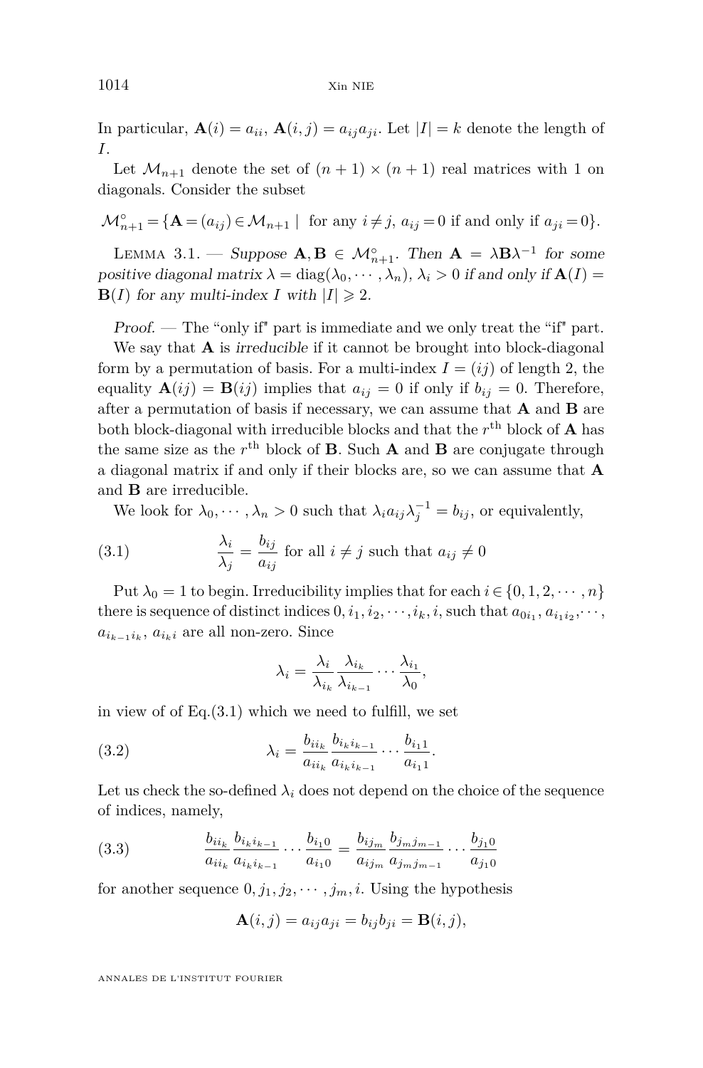In particular, $\mathbf{A}(i) = a_{ii}$, $\mathbf{A}(i,j) = a_{ij}a_{ji}$. Let $|I| = k$ denote the length of $I$.

Let $\mathcal{M}_{n+1}$ denote the set of $(n+1)\times(n+1)$ real matrices with 1 on diagonals. Consider the subset

$$\mathcal{M}^{\circ}_{n+1} = \{\mathbf{A} = (a_{ij}) \in \mathcal{M}_{n+1} \mid \text{ for any } i \neq j,\ a_{ij} = 0 \text{ if and only if } a_{ji} = 0\}.$$

Lemma 3.1. — *Suppose $\mathbf{A}, \mathbf{B} \in \mathcal{M}^{\circ}_{n+1}$. Then $\mathbf{A} = \lambda \mathbf{B} \lambda^{-1}$ for some positive diagonal matrix $\lambda = \operatorname{diag}(\lambda_0, \cdots, \lambda_n)$, $\lambda_i > 0$ if and only if $\mathbf{A}(I) = \mathbf{B}(I)$ for any multi-index $I$ with $|I| \geqslant 2$.*

*Proof.* — The "only if" part is immediate and we only treat the "if" part.

We say that $\mathbf{A}$ is *irreducible* if it cannot be brought into block-diagonal form by a permutation of basis. For a multi-index $I = (ij)$ of length 2, the equality $\mathbf{A}(ij) = \mathbf{B}(ij)$ implies that $a_{ij} = 0$ if only if $b_{ij} = 0$. Therefore, after a permutation of basis if necessary, we can assume that $\mathbf{A}$ and $\mathbf{B}$ are both block-diagonal with irreducible blocks and that the $r^{\text{th}}$ block of $\mathbf{A}$ has the same size as the $r^{\text{th}}$ block of $\mathbf{B}$. Such $\mathbf{A}$ and $\mathbf{B}$ are conjugate through a diagonal matrix if and only if their blocks are, so we can assume that $\mathbf{A}$ and $\mathbf{B}$ are irreducible.

We look for $\lambda_0, \cdots, \lambda_n > 0$ such that $\lambda_i a_{ij} \lambda_j^{-1} = b_{ij}$, or equivalently,

$$\frac{\lambda_i}{\lambda_j} = \frac{b_{ij}}{a_{ij}} \text{ for all } i \neq j \text{ such that } a_{ij} \neq 0 \tag{3.1}$$

Put $\lambda_0 = 1$ to begin. Irreducibility implies that for each $i \in \{0, 1, 2, \cdots, n\}$ there is sequence of distinct indices $0, i_1, i_2, \cdots, i_k, i$, such that $a_{0i_1}, a_{i_1 i_2}, \cdots, a_{i_{k-1}i_k}, a_{i_k i}$ are all non-zero. Since

$$\lambda_i = \frac{\lambda_i}{\lambda_{i_k}} \frac{\lambda_{i_k}}{\lambda_{i_{k-1}}} \cdots \frac{\lambda_{i_1}}{\lambda_0},$$

in view of of Eq.(3.1) which we need to fulfill, we set

$$\lambda_i = \frac{b_{ii_k}}{a_{ii_k}} \frac{b_{i_k i_{k-1}}}{a_{i_k i_{k-1}}} \cdots \frac{b_{i_1 1}}{a_{i_1 1}}. \tag{3.2}$$

Let us check the so-defined $\lambda_i$ does not depend on the choice of the sequence of indices, namely,

$$\frac{b_{ii_k}}{a_{ii_k}} \frac{b_{i_k i_{k-1}}}{a_{i_k i_{k-1}}} \cdots \frac{b_{i_1 0}}{a_{i_1 0}} = \frac{b_{ij_m}}{a_{ij_m}} \frac{b_{j_m j_{m-1}}}{a_{j_m j_{m-1}}} \cdots \frac{b_{j_1 0}}{a_{j_1 0}} \tag{3.3}$$

for another sequence $0, j_1, j_2, \cdots, j_m, i$. Using the hypothesis

$$\mathbf{A}(i,j) = a_{ij}a_{ji} = b_{ij}b_{ji} = \mathbf{B}(i,j),$$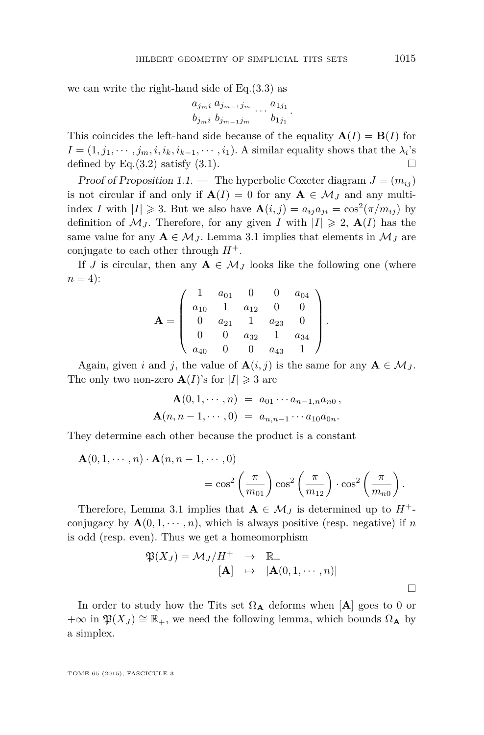we can write the right-hand side of Eq.(3.3) as

$$\frac{a_{j_m i}}{b_{j_m i}}\frac{a_{j_{m-1}j_m}}{b_{j_{m-1}j_m}}\cdots\frac{a_{1j_1}}{b_{1j_1}}.$$

This coincides the left-hand side because of the equality $\mathbf{A}(I)=\mathbf{B}(I)$ for $I=(1,j_1,\cdots,j_m,i,i_k,i_{k-1},\cdots,i_1)$. A similar equality shows that the $\lambda_i$'s defined by Eq.(3.2) satisfy (3.1). □

*Proof of Proposition 1.1.* — The hyperbolic Coxeter diagram $J=(m_{ij})$ is not circular if and only if $\mathbf{A}(I)=0$ for any $\mathbf{A}\in\mathcal{M}_J$ and any multi-index $I$ with $|I|\geqslant 3$. But we also have $\mathbf{A}(i,j)=a_{ij}a_{ji}=\cos^2(\pi/m_{ij})$ by definition of $\mathcal{M}_J$. Therefore, for any given $I$ with $|I|\geqslant 2$, $\mathbf{A}(I)$ has the same value for any $\mathbf{A}\in\mathcal{M}_J$. Lemma 3.1 implies that elements in $\mathcal{M}_J$ are conjugate to each other through $H^+$.

If $J$ is circular, then any $\mathbf{A}\in\mathcal{M}_J$ looks like the following one (where $n=4$):

$$\mathbf{A}=\begin{pmatrix} 1 & a_{01} & 0 & 0 & a_{04}\\ a_{10} & 1 & a_{12} & 0 & 0\\ 0 & a_{21} & 1 & a_{23} & 0\\ 0 & 0 & a_{32} & 1 & a_{34}\\ a_{40} & 0 & 0 & a_{43} & 1\end{pmatrix}.$$

Again, given $i$ and $j$, the value of $\mathbf{A}(i,j)$ is the same for any $\mathbf{A}\in\mathcal{M}_J$. The only two non-zero $\mathbf{A}(I)$'s for $|I|\geqslant 3$ are

$$\begin{aligned}\mathbf{A}(0,1,\cdots,n) &= a_{01}\cdots a_{n-1,n}a_{n0}\,,\\ \mathbf{A}(n,n-1,\cdots,0) &= a_{n,n-1}\cdots a_{10}a_{0n}.\end{aligned}$$

They determine each other because the product is a constant

$$\mathbf{A}(0,1,\cdots,n)\cdot\mathbf{A}(n,n-1,\cdots,0) = \cos^2\left(\frac{\pi}{m_{01}}\right)\cos^2\left(\frac{\pi}{m_{12}}\right)\cdot\cos^2\left(\frac{\pi}{m_{n0}}\right).$$

Therefore, Lemma 3.1 implies that $\mathbf{A}\in\mathcal{M}_J$ is determined up to $H^+$-conjugacy by $\mathbf{A}(0,1,\cdots,n)$, which is always positive (resp. negative) if $n$ is odd (resp. even). Thus we get a homeomorphism

$$\begin{aligned}\mathfrak{P}(X_J)=\mathcal{M}_J/H^+ &\rightarrow \mathbb{R}_+\\ [\mathbf{A}] &\mapsto |\mathbf{A}(0,1,\cdots,n)|\end{aligned}$$

□

In order to study how the Tits set $\Omega_{\mathbf{A}}$ deforms when $[\mathbf{A}]$ goes to 0 or $+\infty$ in $\mathfrak{P}(X_J)\cong\mathbb{R}_+$, we need the following lemma, which bounds $\Omega_{\mathbf{A}}$ by a simplex.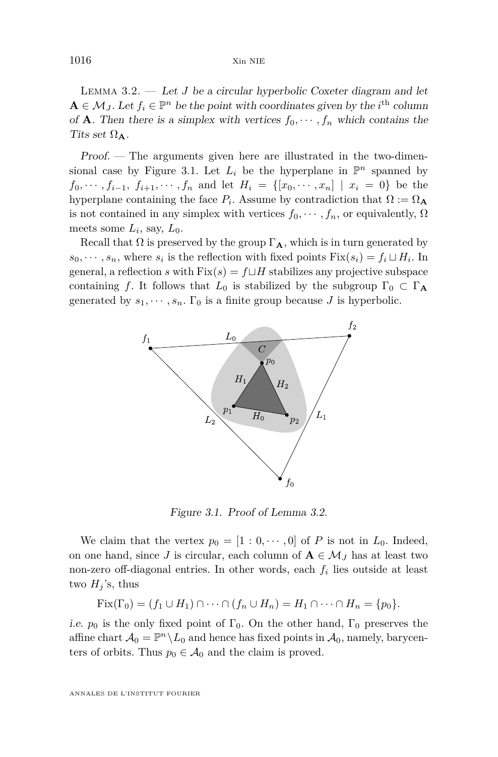Lemma 3.2. — *Let $J$ be a circular hyperbolic Coxeter diagram and let $\mathbf{A} \in \mathcal{M}_J$. Let $f_i \in \mathbb{P}^n$ be the point with coordinates given by the $i^{\text{th}}$ column of $\mathbf{A}$. Then there is a simplex with vertices $f_0, \cdots, f_n$ which contains the Tits set $\Omega_{\mathbf{A}}$.*

*Proof.* — The arguments given here are illustrated in the two-dimensional case by Figure 3.1. Let $L_i$ be the hyperplane in $\mathbb{P}^n$ spanned by $f_0, \cdots, f_{i-1}, f_{i+1}, \cdots, f_n$ and let $H_i = \{[x_0, \cdots, x_n] \mid x_i = 0\}$ be the hyperplane containing the face $P_i$. Assume by contradiction that $\Omega := \Omega_{\mathbf{A}}$ is not contained in any simplex with vertices $f_0, \cdots, f_n$, or equivalently, $\Omega$ meets some $L_i$, say, $L_0$.

Recall that $\Omega$ is preserved by the group $\Gamma_{\mathbf{A}}$, which is in turn generated by $s_0, \cdots, s_n$, where $s_i$ is the reflection with fixed points $\mathrm{Fix}(s_i) = f_i \sqcup H_i$. In general, a reflection $s$ with $\mathrm{Fix}(s) = f \sqcup H$ stabilizes any projective subspace containing $f$. It follows that $L_0$ is stabilized by the subgroup $\Gamma_0 \subset \Gamma_{\mathbf{A}}$ generated by $s_1, \cdots, s_n$. $\Gamma_0$ is a finite group because $J$ is hyperbolic.

$f_1$

$L_0$

$f_2$

$C$

$p_0$

$H_1$

$H_2$

$p_1$

$H_0$

$p_2$

$L_1$

$L_2$

$f_0$

*Figure 3.1. Proof of Lemma 3.2.*

We claim that the vertex $p_0 = [1 : 0, \cdots, 0]$ of $P$ is not in $L_0$. Indeed, on one hand, since $J$ is circular, each column of $\mathbf{A} \in \mathcal{M}_J$ has at least two non-zero off-diagonal entries. In other words, each $f_i$ lies outside at least two $H_j$'s, thus

$$\mathrm{Fix}(\Gamma_0) = (f_1 \cup H_1) \cap \cdots \cap (f_n \cup H_n) = H_1 \cap \cdots \cap H_n = \{p_0\}.$$

*i.e.* $p_0$ is the only fixed point of $\Gamma_0$. On the other hand, $\Gamma_0$ preserves the affine chart $\mathcal{A}_0 = \mathbb{P}^n \setminus L_0$ and hence has fixed points in $\mathcal{A}_0$, namely, barycenters of orbits. Thus $p_0 \in \mathcal{A}_0$ and the claim is proved.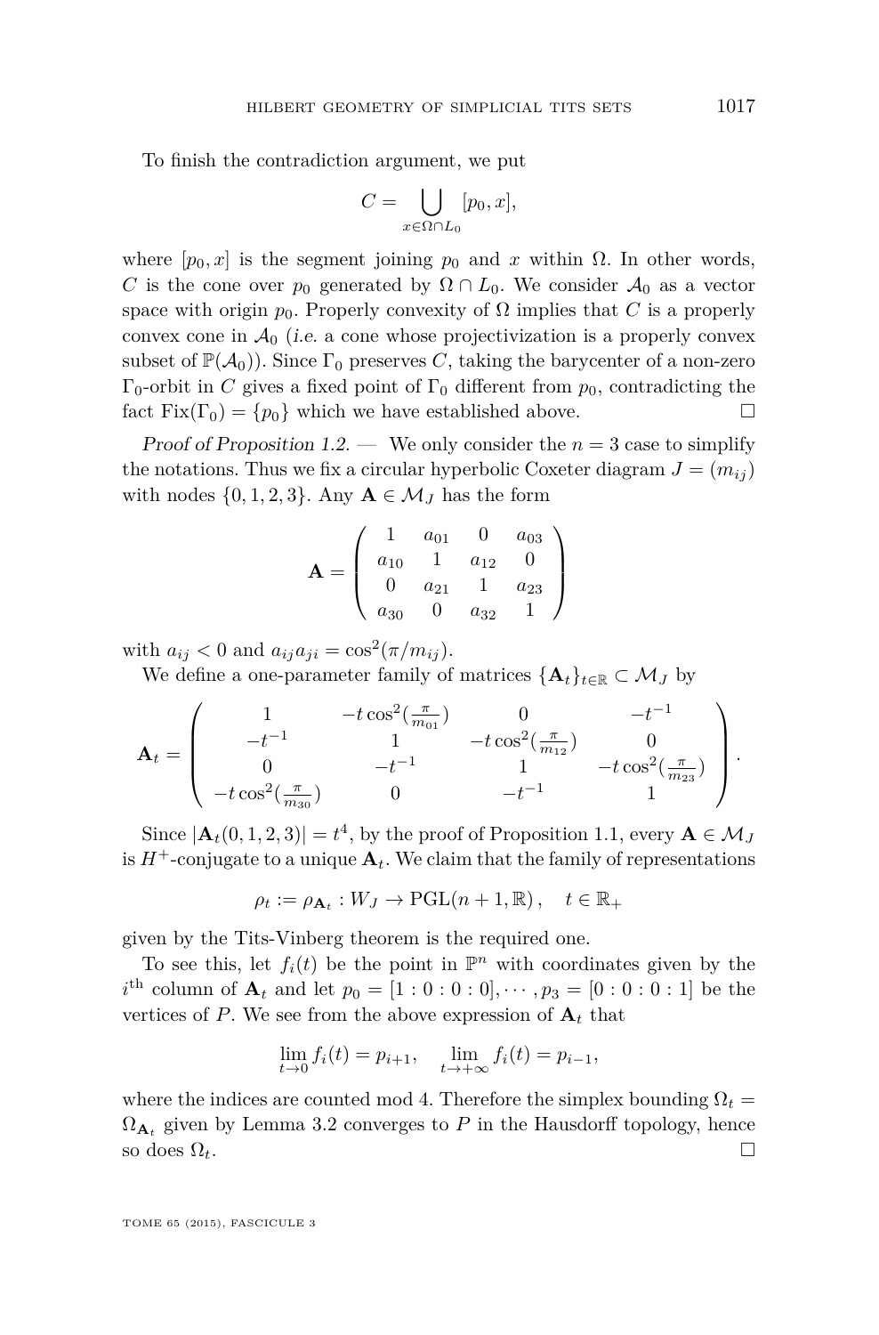To finish the contradiction argument, we put

$$C = \bigcup_{x \in \Omega \cap L_0} [p_0, x],$$

where $[p_0, x]$ is the segment joining $p_0$ and $x$ within $\Omega$. In other words, $C$ is the cone over $p_0$ generated by $\Omega \cap L_0$. We consider $\mathcal{A}_0$ as a vector space with origin $p_0$. Properly convexity of $\Omega$ implies that $C$ is a properly convex cone in $\mathcal{A}_0$ (*i.e.* a cone whose projectivization is a properly convex subset of $\mathbb{P}(\mathcal{A}_0)$). Since $\Gamma_0$ preserves $C$, taking the barycenter of a non-zero $\Gamma_0$-orbit in $C$ gives a fixed point of $\Gamma_0$ different from $p_0$, contradicting the fact $\mathrm{Fix}(\Gamma_0) = \{p_0\}$ which we have established above. □

*Proof of Proposition 1.2.* — We only consider the $n = 3$ case to simplify the notations. Thus we fix a circular hyperbolic Coxeter diagram $J = (m_{ij})$ with nodes $\{0, 1, 2, 3\}$. Any $\mathbf{A} \in \mathcal{M}_J$ has the form

$$\mathbf{A} = \begin{pmatrix} 1 & a_{01} & 0 & a_{03} \\ a_{10} & 1 & a_{12} & 0 \\ 0 & a_{21} & 1 & a_{23} \\ a_{30} & 0 & a_{32} & 1 \end{pmatrix}$$

with $a_{ij} < 0$ and $a_{ij}a_{ji} = \cos^2(\pi/m_{ij})$.

We define a one-parameter family of matrices $\{\mathbf{A}_t\}_{t \in \mathbb{R}} \subset \mathcal{M}_J$ by

$$\mathbf{A}_t = \begin{pmatrix} 1 & -t\cos^2(\frac{\pi}{m_{01}}) & 0 & -t^{-1} \\ -t^{-1} & 1 & -t\cos^2(\frac{\pi}{m_{12}}) & 0 \\ 0 & -t^{-1} & 1 & -t\cos^2(\frac{\pi}{m_{23}}) \\ -t\cos^2(\frac{\pi}{m_{30}}) & 0 & -t^{-1} & 1 \end{pmatrix}.$$

Since $|\mathbf{A}_t(0, 1, 2, 3)| = t^4$, by the proof of Proposition 1.1, every $\mathbf{A} \in \mathcal{M}_J$ is $H^+$-conjugate to a unique $\mathbf{A}_t$. We claim that the family of representations

$$\rho_t := \rho_{\mathbf{A}_t} : W_J \to \mathrm{PGL}(n+1, \mathbb{R}), \quad t \in \mathbb{R}_+$$

given by the Tits-Vinberg theorem is the required one.

To see this, let $f_i(t)$ be the point in $\mathbb{P}^n$ with coordinates given by the $i^{\text{th}}$ column of $\mathbf{A}_t$ and let $p_0 = [1 : 0 : 0 : 0], \cdots, p_3 = [0 : 0 : 0 : 1]$ be the vertices of $P$. We see from the above expression of $\mathbf{A}_t$ that

$$\lim_{t \to 0} f_i(t) = p_{i+1}, \quad \lim_{t \to +\infty} f_i(t) = p_{i-1},$$

where the indices are counted mod 4. Therefore the simplex bounding $\Omega_t = \Omega_{\mathbf{A}_t}$ given by Lemma 3.2 converges to $P$ in the Hausdorff topology, hence so does $\Omega_t$. □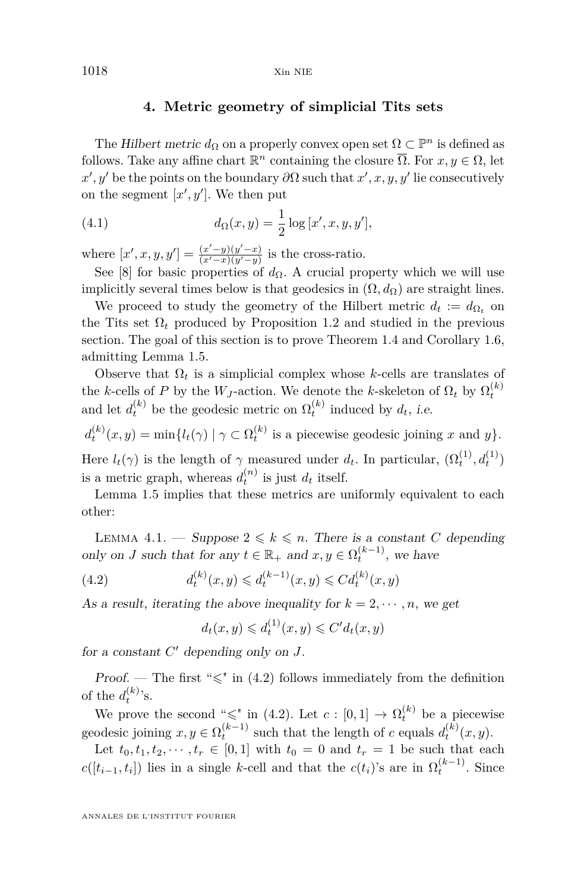## 4. Metric geometry of simplicial Tits sets

The *Hilbert metric* $d_\Omega$ on a properly convex open set $\Omega \subset \mathbb{P}^n$ is defined as follows. Take any affine chart $\mathbb{R}^n$ containing the closure $\overline{\Omega}$. For $x, y \in \Omega$, let $x', y'$ be the points on the boundary $\partial\Omega$ such that $x', x, y, y'$ lie consecutively on the segment $[x', y']$. We then put

$$d_\Omega(x,y) = \frac{1}{2}\log\,[x', x, y, y'], \tag{4.1}$$

where $[x', x, y, y'] = \frac{(x'-y)(y'-x)}{(x'-x)(y'-y)}$ is the cross-ratio.

See [8] for basic properties of $d_\Omega$. A crucial property which we will use implicitly several times below is that geodesics in $(\Omega, d_\Omega)$ are straight lines.

We proceed to study the geometry of the Hilbert metric $d_t := d_{\Omega_t}$ on the Tits set $\Omega_t$ produced by Proposition 1.2 and studied in the previous section. The goal of this section is to prove Theorem 1.4 and Corollary 1.6, admitting Lemma 1.5.

Observe that $\Omega_t$ is a simplicial complex whose $k$-cells are translates of the $k$-cells of $P$ by the $W_J$-action. We denote the $k$-skeleton of $\Omega_t$ by $\Omega_t^{(k)}$ and let $d_t^{(k)}$ be the geodesic metric on $\Omega_t^{(k)}$ induced by $d_t$, *i.e.*

$$d_t^{(k)}(x,y) = \min\{l_t(\gamma) \mid \gamma \subset \Omega_t^{(k)} \text{ is a piecewise geodesic joining } x \text{ and } y\}.$$

Here $l_t(\gamma)$ is the length of $\gamma$ measured under $d_t$. In particular, $(\Omega_t^{(1)}, d_t^{(1)})$ is a metric graph, whereas $d_t^{(n)}$ is just $d_t$ itself.

Lemma 1.5 implies that these metrics are uniformly equivalent to each other:

Lemma 4.1. — *Suppose $2 \leqslant k \leqslant n$. There is a constant $C$ depending only on $J$ such that for any $t \in \mathbb{R}_+$ and $x, y \in \Omega_t^{(k-1)}$, we have*

$$d_t^{(k)}(x,y) \leqslant d_t^{(k-1)}(x,y) \leqslant C d_t^{(k)}(x,y) \tag{4.2}$$

*As a result, iterating the above inequality for $k = 2, \cdots, n$, we get*

$$d_t(x,y) \leqslant d_t^{(1)}(x,y) \leqslant C' d_t(x,y)$$

*for a constant $C'$ depending only on $J$.*

*Proof.* — The first "$\leqslant$" in (4.2) follows immediately from the definition of the $d_t^{(k)}$'s.

We prove the second "$\leqslant$" in (4.2). Let $c : [0,1] \to \Omega_t^{(k)}$ be a piecewise geodesic joining $x, y \in \Omega_t^{(k-1)}$ such that the length of $c$ equals $d_t^{(k)}(x,y)$.

Let $t_0, t_1, t_2, \cdots, t_r \in [0,1]$ with $t_0 = 0$ and $t_r = 1$ be such that each $c([t_{i-1}, t_i])$ lies in a single $k$-cell and that the $c(t_i)$'s are in $\Omega_t^{(k-1)}$. Since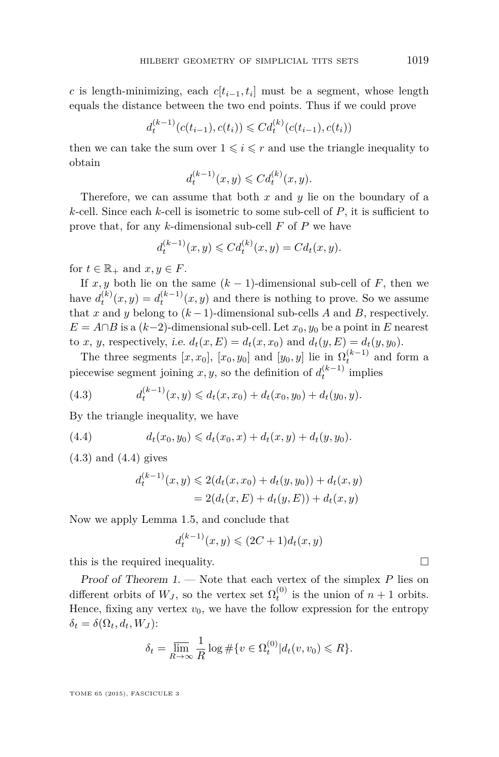$c$ is length-minimizing, each $c[t_{i-1}, t_i]$ must be a segment, whose length equals the distance between the two end points. Thus if we could prove

$$d_t^{(k-1)}(c(t_{i-1}), c(t_i)) \leqslant C d_t^{(k)}(c(t_{i-1}), c(t_i))$$

then we can take the sum over $1 \leqslant i \leqslant r$ and use the triangle inequality to obtain

$$d_t^{(k-1)}(x, y) \leqslant C d_t^{(k)}(x, y).$$

Therefore, we can assume that both $x$ and $y$ lie on the boundary of a $k$-cell. Since each $k$-cell is isometric to some sub-cell of $P$, it is sufficient to prove that, for any $k$-dimensional sub-cell $F$ of $P$ we have

$$d_t^{(k-1)}(x, y) \leqslant C d_t^{(k)}(x, y) = C d_t(x, y).$$

for $t \in \mathbb{R}_+$ and $x, y \in F$.

If $x, y$ both lie on the same $(k-1)$-dimensional sub-cell of $F$, then we have $d_t^{(k)}(x, y) = d_t^{(k-1)}(x, y)$ and there is nothing to prove. So we assume that $x$ and $y$ belong to $(k-1)$-dimensional sub-cells $A$ and $B$, respectively. $E = A \cap B$ is a $(k-2)$-dimensional sub-cell. Let $x_0, y_0$ be a point in $E$ nearest to $x$, $y$, respectively, *i.e.* $d_t(x, E) = d_t(x, x_0)$ and $d_t(y, E) = d_t(y, y_0)$.

The three segments $[x, x_0]$, $[x_0, y_0]$ and $[y_0, y]$ lie in $\Omega_t^{(k-1)}$ and form a piecewise segment joining $x, y$, so the definition of $d_t^{(k-1)}$ implies

$$d_t^{(k-1)}(x, y) \leqslant d_t(x, x_0) + d_t(x_0, y_0) + d_t(y_0, y). \tag{4.3}$$

By the triangle inequality, we have

$$d_t(x_0, y_0) \leqslant d_t(x_0, x) + d_t(x, y) + d_t(y, y_0). \tag{4.4}$$

(4.3) and (4.4) gives

$$\begin{aligned} d_t^{(k-1)}(x, y) &\leqslant 2(d_t(x, x_0) + d_t(y, y_0)) + d_t(x, y) \\ &= 2(d_t(x, E) + d_t(y, E)) + d_t(x, y) \end{aligned}$$

Now we apply Lemma 1.5, and conclude that

$$d_t^{(k-1)}(x, y) \leqslant (2C + 1) d_t(x, y)$$

this is the required inequality. $\square$

*Proof of Theorem 1.* — Note that each vertex of the simplex $P$ lies on different orbits of $W_J$, so the vertex set $\Omega_t^{(0)}$ is the union of $n+1$ orbits. Hence, fixing any vertex $v_0$, we have the follow expression for the entropy $\delta_t = \delta(\Omega_t, d_t, W_J)$:

$$\delta_t = \varlimsup_{R \to \infty} \frac{1}{R} \log \#\{v \in \Omega_t^{(0)} | d_t(v, v_0) \leqslant R\}.$$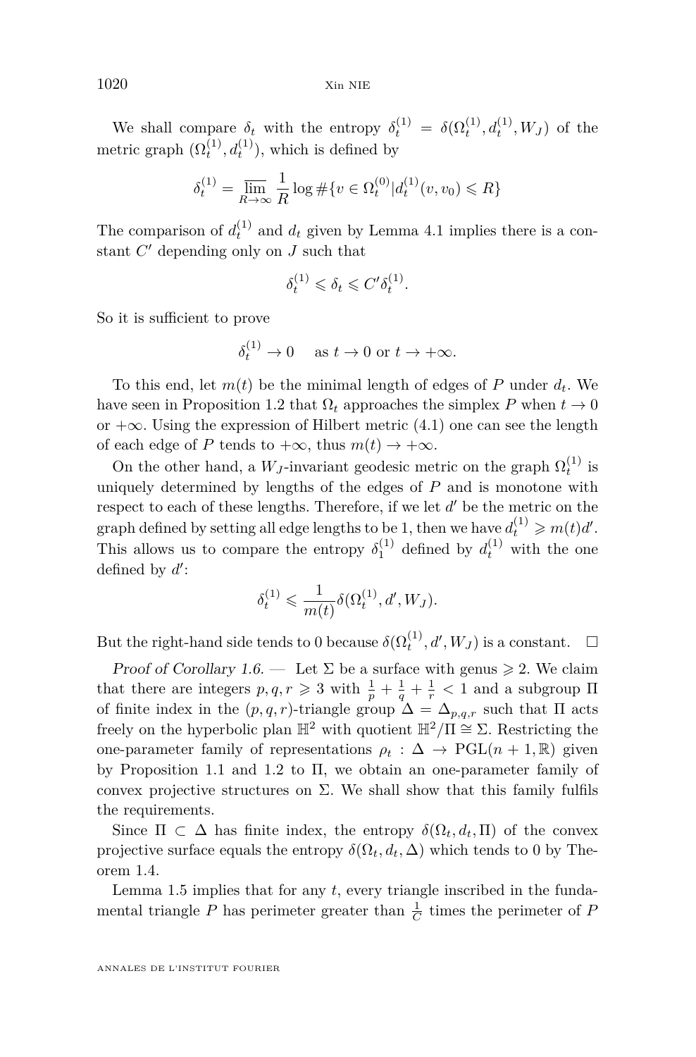We shall compare $\delta_t$ with the entropy $\delta_t^{(1)} = \delta(\Omega_t^{(1)}, d_t^{(1)}, W_J)$ of the metric graph $(\Omega_t^{(1)}, d_t^{(1)})$, which is defined by

$$\delta_t^{(1)} = \overline{\lim_{R\to\infty}} \frac{1}{R} \log \#\{v \in \Omega_t^{(0)} | d_t^{(1)}(v, v_0) \leqslant R\}$$

The comparison of $d_t^{(1)}$ and $d_t$ given by Lemma 4.1 implies there is a constant $C'$ depending only on $J$ such that

$$\delta_t^{(1)} \leqslant \delta_t \leqslant C' \delta_t^{(1)}.$$

So it is sufficient to prove

$$\delta_t^{(1)} \to 0 \quad \text{as } t \to 0 \text{ or } t \to +\infty.$$

To this end, let $m(t)$ be the minimal length of edges of $P$ under $d_t$. We have seen in Proposition 1.2 that $\Omega_t$ approaches the simplex $P$ when $t \to 0$ or $+\infty$. Using the expression of Hilbert metric (4.1) one can see the length of each edge of $P$ tends to $+\infty$, thus $m(t) \to +\infty$.

On the other hand, a $W_J$-invariant geodesic metric on the graph $\Omega_t^{(1)}$ is uniquely determined by lengths of the edges of $P$ and is monotone with respect to each of these lengths. Therefore, if we let $d'$ be the metric on the graph defined by setting all edge lengths to be 1, then we have $d_t^{(1)} \geqslant m(t) d'$. This allows us to compare the entropy $\delta_1^{(1)}$ defined by $d_t^{(1)}$ with the one defined by $d'$:

$$\delta_t^{(1)} \leqslant \frac{1}{m(t)} \delta(\Omega_t^{(1)}, d', W_J).$$

But the right-hand side tends to 0 because $\delta(\Omega_t^{(1)}, d', W_J)$ is a constant. $\square$

*Proof of Corollary 1.6.* — Let $\Sigma$ be a surface with genus $\geqslant 2$. We claim that there are integers $p, q, r \geqslant 3$ with $\frac{1}{p} + \frac{1}{q} + \frac{1}{r} < 1$ and a subgroup $\Pi$ of finite index in the $(p, q, r)$-triangle group $\Delta = \Delta_{p,q,r}$ such that $\Pi$ acts freely on the hyperbolic plan $\mathbb{H}^2$ with quotient $\mathbb{H}^2/\Pi \cong \Sigma$. Restricting the one-parameter family of representations $\rho_t : \Delta \to \mathrm{PGL}(n+1, \mathbb{R})$ given by Proposition 1.1 and 1.2 to $\Pi$, we obtain an one-parameter family of convex projective structures on $\Sigma$. We shall show that this family fulfils the requirements.

Since $\Pi \subset \Delta$ has finite index, the entropy $\delta(\Omega_t, d_t, \Pi)$ of the convex projective surface equals the entropy $\delta(\Omega_t, d_t, \Delta)$ which tends to 0 by Theorem 1.4.

Lemma 1.5 implies that for any $t$, every triangle inscribed in the fundamental triangle $P$ has perimeter greater than $\frac{1}{C}$ times the perimeter of $P$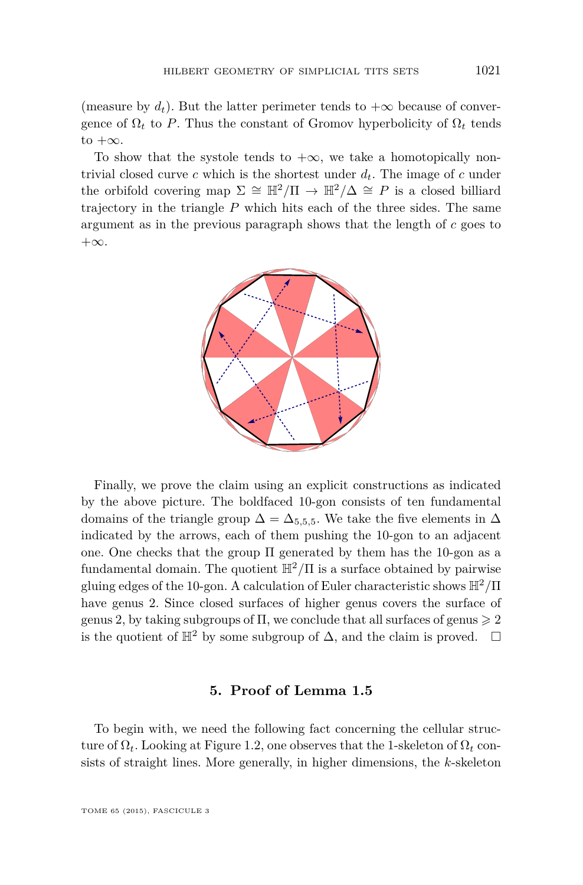(measure by $d_t$). But the latter perimeter tends to $+\infty$ because of convergence of $\Omega_t$ to $P$. Thus the constant of Gromov hyperbolicity of $\Omega_t$ tends to $+\infty$.

To show that the systole tends to $+\infty$, we take a homotopically nontrivial closed curve $c$ which is the shortest under $d_t$. The image of $c$ under the orbifold covering map $\Sigma \cong \mathbb{H}^2/\Pi \to \mathbb{H}^2/\Delta \cong P$ is a closed billiard trajectory in the triangle $P$ which hits each of the three sides. The same argument as in the previous paragraph shows that the length of $c$ goes to $+\infty$.

Finally, we prove the claim using an explicit constructions as indicated by the above picture. The boldfaced 10-gon consists of ten fundamental domains of the triangle group $\Delta = \Delta_{5,5,5}$. We take the five elements in $\Delta$ indicated by the arrows, each of them pushing the 10-gon to an adjacent one. One checks that the group $\Pi$ generated by them has the 10-gon as a fundamental domain. The quotient $\mathbb{H}^2/\Pi$ is a surface obtained by pairwise gluing edges of the 10-gon. A calculation of Euler characteristic shows $\mathbb{H}^2/\Pi$ have genus 2. Since closed surfaces of higher genus covers the surface of genus 2, by taking subgroups of $\Pi$, we conclude that all surfaces of genus $\geqslant 2$ is the quotient of $\mathbb{H}^2$ by some subgroup of $\Delta$, and the claim is proved. $\square$

## 5. Proof of Lemma 1.5

To begin with, we need the following fact concerning the cellular structure of $\Omega_t$. Looking at Figure 1.2, one observes that the 1-skeleton of $\Omega_t$ consists of straight lines. More generally, in higher dimensions, the $k$-skeleton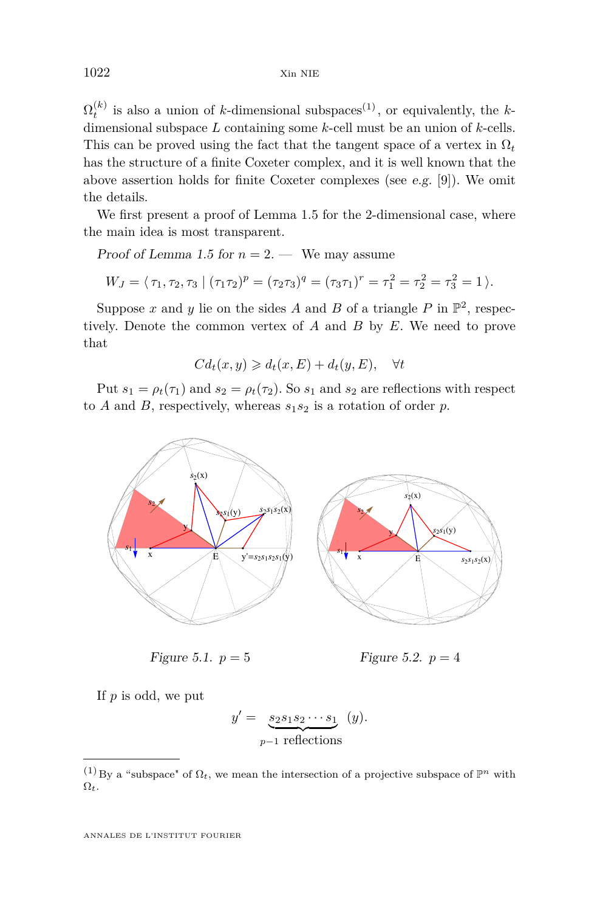$\Omega_t^{(k)}$ is also a union of $k$-dimensional subspaces[(1)], or equivalently, the $k$-dimensional subspace $L$ containing some $k$-cell must be an union of $k$-cells. This can be proved using the fact that the tangent space of a vertex in $\Omega_t$ has the structure of a finite Coxeter complex, and it is well known that the above assertion holds for finite Coxeter complexes (see *e.g.* [9]). We omit the details.

We first present a proof of Lemma 1.5 for the 2-dimensional case, where the main idea is most transparent.

*Proof of Lemma 1.5 for $n = 2$.* — We may assume

$$W_J = \langle\, \tau_1, \tau_2, \tau_3 \mid (\tau_1\tau_2)^p = (\tau_2\tau_3)^q = (\tau_3\tau_1)^r = \tau_1^2 = \tau_2^2 = \tau_3^2 = 1 \,\rangle.$$

Suppose $x$ and $y$ lie on the sides $A$ and $B$ of a triangle $P$ in $\mathbb{P}^2$, respectively. Denote the common vertex of $A$ and $B$ by $E$. We need to prove that

$$Cd_t(x,y) \geqslant d_t(x,E) + d_t(y,E), \quad \forall t$$

Put $s_1 = \rho_t(\tau_1)$ and $s_2 = \rho_t(\tau_2)$. So $s_1$ and $s_2$ are reflections with respect to $A$ and $B$, respectively, whereas $s_1s_2$ is a rotation of order $p$.

*Figure 5.1.* $p = 5$

*Figure 5.2.* $p = 4$

If $p$ is odd, we put

$$y' = \underbrace{s_2s_1s_2\cdots s_1}_{p-1 \text{ reflections}}(y).$$

---

(1) By a "subspace" of $\Omega_t$, we mean the intersection of a projective subspace of $\mathbb{P}^n$ with $\Omega_t$.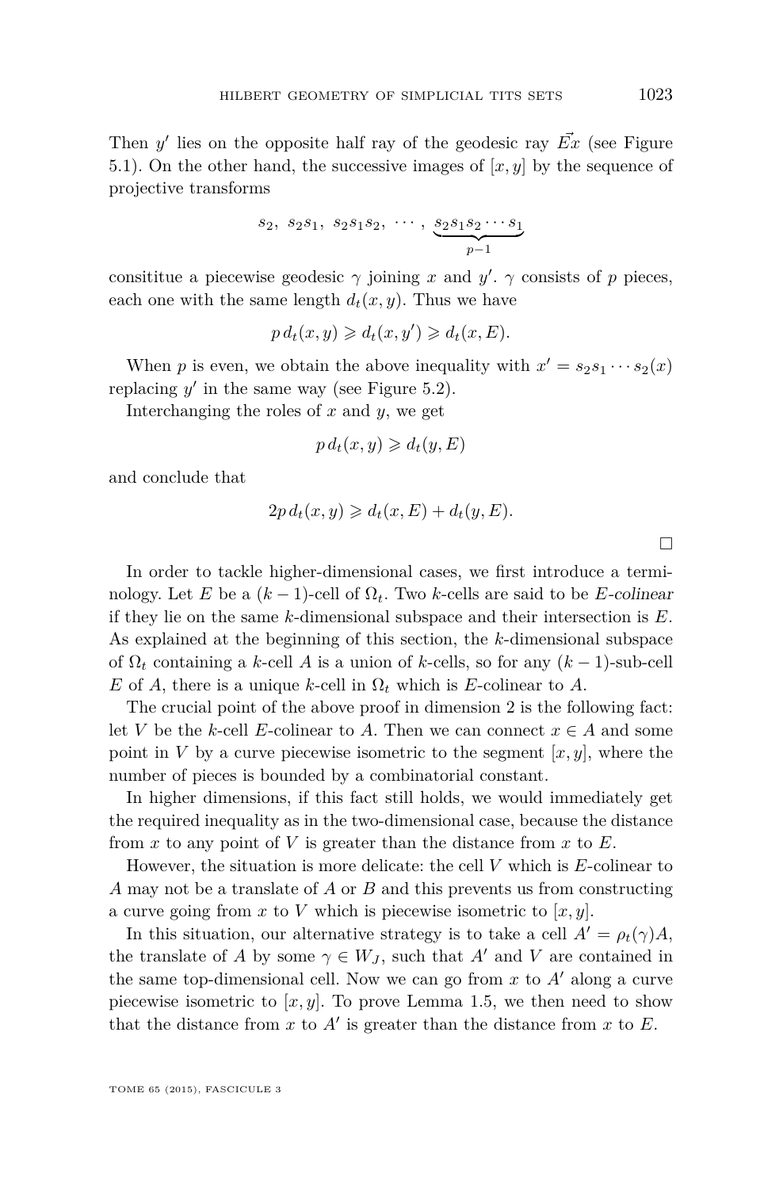Then $y'$ lies on the opposite half ray of the geodesic ray $\vec{Ex}$ (see Figure 5.1). On the other hand, the successive images of $[x, y]$ by the sequence of projective transforms

$$s_2,\ s_2 s_1,\ s_2 s_1 s_2,\ \cdots,\ \underbrace{s_2 s_1 s_2 \cdots s_1}_{p-1}$$

consititue a piecewise geodesic $\gamma$ joining $x$ and $y'$. $\gamma$ consists of $p$ pieces, each one with the same length $d_t(x, y)$. Thus we have

$$p\, d_t(x, y) \geqslant d_t(x, y') \geqslant d_t(x, E).$$

When $p$ is even, we obtain the above inequality with $x' = s_2 s_1 \cdots s_2(x)$ replacing $y'$ in the same way (see Figure 5.2).

Interchanging the roles of $x$ and $y$, we get

$$p\, d_t(x, y) \geqslant d_t(y, E)$$

and conclude that

$$2p\, d_t(x, y) \geqslant d_t(x, E) + d_t(y, E).$$

□

In order to tackle higher-dimensional cases, we first introduce a terminology. Let $E$ be a $(k-1)$-cell of $\Omega_t$. Two $k$-cells are said to be *E-colinear* if they lie on the same $k$-dimensional subspace and their intersection is $E$. As explained at the beginning of this section, the $k$-dimensional subspace of $\Omega_t$ containing a $k$-cell $A$ is a union of $k$-cells, so for any $(k-1)$-sub-cell $E$ of $A$, there is a unique $k$-cell in $\Omega_t$ which is $E$-colinear to $A$.

The crucial point of the above proof in dimension 2 is the following fact: let $V$ be the $k$-cell $E$-colinear to $A$. Then we can connect $x \in A$ and some point in $V$ by a curve piecewise isometric to the segment $[x, y]$, where the number of pieces is bounded by a combinatorial constant.

In higher dimensions, if this fact still holds, we would immediately get the required inequality as in the two-dimensional case, because the distance from $x$ to any point of $V$ is greater than the distance from $x$ to $E$.

However, the situation is more delicate: the cell $V$ which is $E$-colinear to $A$ may not be a translate of $A$ or $B$ and this prevents us from constructing a curve going from $x$ to $V$ which is piecewise isometric to $[x, y]$.

In this situation, our alternative strategy is to take a cell $A' = \rho_t(\gamma)A$, the translate of $A$ by some $\gamma \in W_J$, such that $A'$ and $V$ are contained in the same top-dimensional cell. Now we can go from $x$ to $A'$ along a curve piecewise isometric to $[x, y]$. To prove Lemma 1.5, we then need to show that the distance from $x$ to $A'$ is greater than the distance from $x$ to $E$.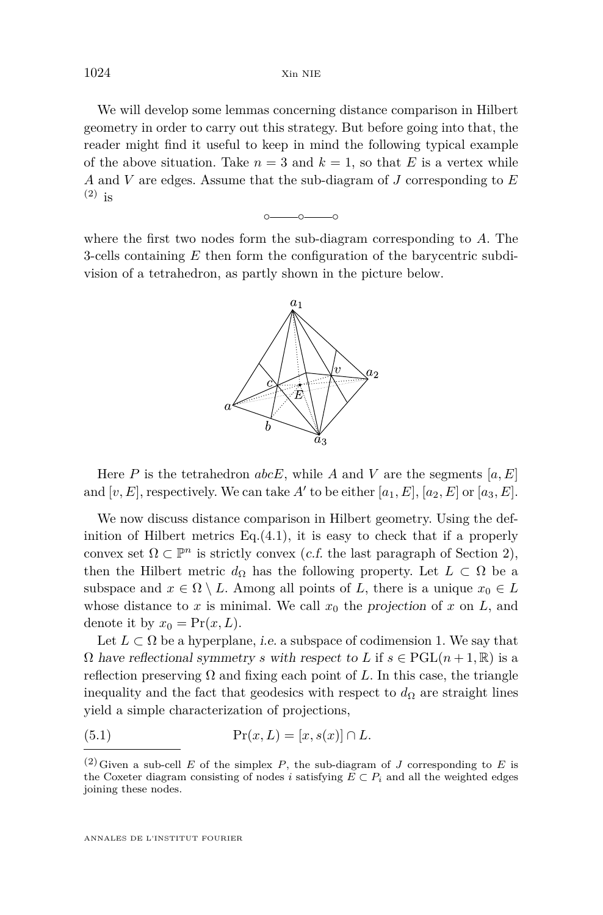We will develop some lemmas concerning distance comparison in Hilbert geometry in order to carry out this strategy. But before going into that, the reader might find it useful to keep in mind the following typical example of the above situation. Take $n = 3$ and $k = 1$, so that $E$ is a vertex while $A$ and $V$ are edges. Assume that the sub-diagram of $J$ corresponding to $E$ [(2)] is

○———○———○

where the first two nodes form the sub-diagram corresponding to $A$. The 3-cells containing $E$ then form the configuration of the barycentric subdivision of a tetrahedron, as partly shown in the picture below.

$a_1$

$v$ $a_2$

$c$

$E$

$a$

$b$

$a_3$

Here $P$ is the tetrahedron $abcE$, while $A$ and $V$ are the segments $[a, E]$ and $[v, E]$, respectively. We can take $A'$ to be either $[a_1, E]$, $[a_2, E]$ or $[a_3, E]$.

We now discuss distance comparison in Hilbert geometry. Using the definition of Hilbert metrics Eq.(4.1), it is easy to check that if a properly convex set $\Omega \subset \mathbb{P}^n$ is strictly convex (*c.f.* the last paragraph of Section 2), then the Hilbert metric $d_\Omega$ has the following property. Let $L \subset \Omega$ be a subspace and $x \in \Omega \setminus L$. Among all points of $L$, there is a unique $x_0 \in L$ whose distance to $x$ is minimal. We call $x_0$ the *projection* of $x$ on $L$, and denote it by $x_0 = \mathrm{Pr}(x, L)$.

Let $L \subset \Omega$ be a hyperplane, *i.e.* a subspace of codimension 1. We say that $\Omega$ *have reflectional symmetry* $s$ *with respect to* $L$ if $s \in \mathrm{PGL}(n+1, \mathbb{R})$ is a reflection preserving $\Omega$ and fixing each point of $L$. In this case, the triangle inequality and the fact that geodesics with respect to $d_\Omega$ are straight lines yield a simple characterization of projections,

$$\mathrm{Pr}(x, L) = [x, s(x)] \cap L. \tag{5.1}$$

---

[(2)] Given a sub-cell $E$ of the simplex $P$, the sub-diagram of $J$ corresponding to $E$ is the Coxeter diagram consisting of nodes $i$ satisfying $E \subset P_i$ and all the weighted edges joining these nodes.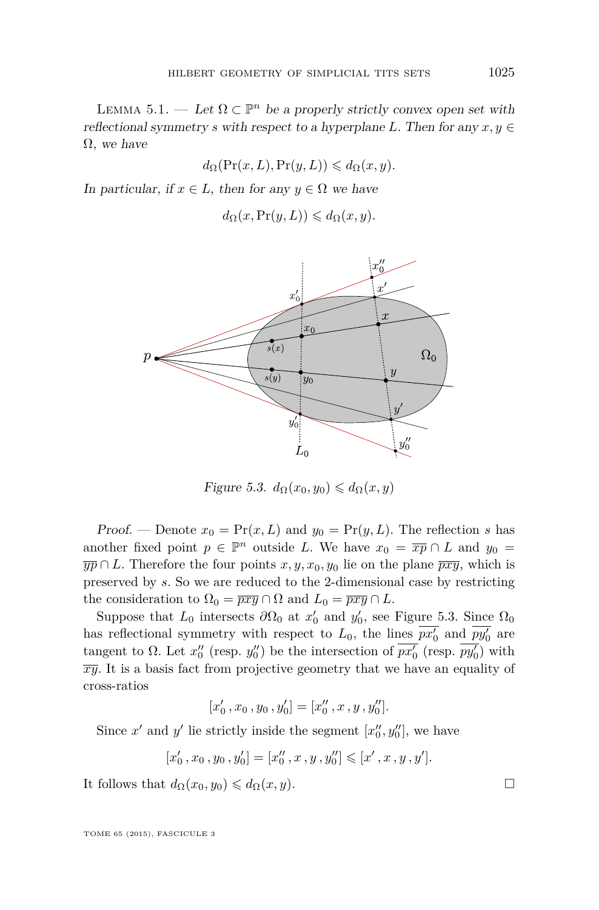**Lemma 5.1.** — *Let $\Omega \subset \mathbb{P}^n$ be a properly strictly convex open set with reflectional symmetry $s$ with respect to a hyperplane $L$. Then for any $x, y \in \Omega$, we have*

$$d_\Omega(\mathrm{Pr}(x, L), \mathrm{Pr}(y, L)) \leqslant d_\Omega(x, y).$$

*In particular, if $x \in L$, then for any $y \in \Omega$ we have*

$$d_\Omega(x, \mathrm{Pr}(y, L)) \leqslant d_\Omega(x, y).$$

$p$

$x_0''$

$x'$

$x_0'$

$x$

$x_0$

$s(x)$

$\Omega_0$

$s(y)$

$y_0$

$y$

$y'$

$y_0'$

$y_0''$

$L_0$

*Figure 5.3.* $d_\Omega(x_0, y_0) \leqslant d_\Omega(x, y)$

*Proof.* — Denote $x_0 = \mathrm{Pr}(x, L)$ and $y_0 = \mathrm{Pr}(y, L)$. The reflection $s$ has another fixed point $p \in \mathbb{P}^n$ outside $L$. We have $x_0 = \overline{xp} \cap L$ and $y_0 = \overline{yp} \cap L$. Therefore the four points $x, y, x_0, y_0$ lie on the plane $\overline{pxy}$, which is preserved by $s$. So we are reduced to the 2-dimensional case by restricting the consideration to $\Omega_0 = \overline{pxy} \cap \Omega$ and $L_0 = \overline{pxy} \cap L$.

Suppose that $L_0$ intersects $\partial\Omega_0$ at $x_0'$ and $y_0'$, see Figure 5.3. Since $\Omega_0$ has reflectional symmetry with respect to $L_0$, the lines $\overline{px_0'}$ and $\overline{py_0'}$ are tangent to $\Omega$. Let $x_0''$ (resp. $y_0''$) be the intersection of $\overline{px_0'}$ (resp. $\overline{py_0'}$) with $\overline{xy}$. It is a basis fact from projective geometry that we have an equality of cross-ratios

$$[x_0', x_0, y_0, y_0'] = [x_0'', x, y, y_0''].$$

Since $x'$ and $y'$ lie strictly inside the segment $[x_0'', y_0'']$, we have

$$[x_0', x_0, y_0, y_0'] = [x_0'', x, y, y_0''] \leqslant [x', x, y, y'].$$

It follows that $d_\Omega(x_0, y_0) \leqslant d_\Omega(x, y)$. $\square$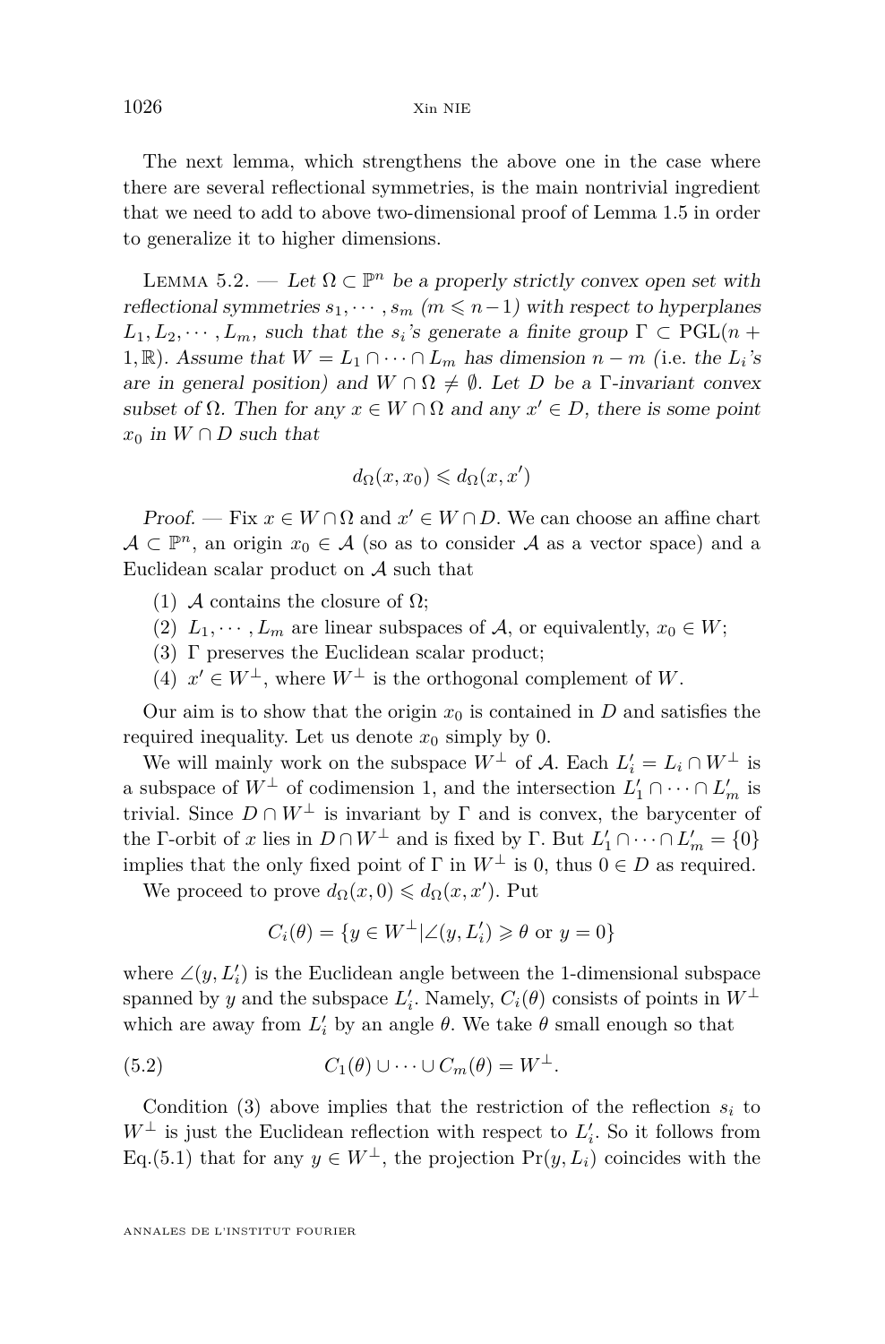The next lemma, which strengthens the above one in the case where there are several reflectional symmetries, is the main nontrivial ingredient that we need to add to above two-dimensional proof of Lemma 1.5 in order to generalize it to higher dimensions.

Lemma 5.2. — *Let $\Omega \subset \mathbb{P}^n$ be a properly strictly convex open set with reflectional symmetries $s_1, \cdots, s_m$ ($m \leqslant n-1$) with respect to hyperplanes $L_1, L_2, \cdots, L_m$, such that the $s_i$'s generate a finite group $\Gamma \subset \mathrm{PGL}(n+1, \mathbb{R})$. Assume that $W = L_1 \cap \cdots \cap L_m$ has dimension $n-m$ (i.e. the $L_i$'s are in general position) and $W \cap \Omega \neq \emptyset$. Let $D$ be a $\Gamma$-invariant convex subset of $\Omega$. Then for any $x \in W \cap \Omega$ and any $x' \in D$, there is some point $x_0$ in $W \cap D$ such that*

$$d_\Omega(x, x_0) \leqslant d_\Omega(x, x')$$

*Proof.* — Fix $x \in W \cap \Omega$ and $x' \in W \cap D$. We can choose an affine chart $\mathcal{A} \subset \mathbb{P}^n$, an origin $x_0 \in \mathcal{A}$ (so as to consider $\mathcal{A}$ as a vector space) and a Euclidean scalar product on $\mathcal{A}$ such that

(1) $\mathcal{A}$ contains the closure of $\Omega$;
(2) $L_1, \cdots, L_m$ are linear subspaces of $\mathcal{A}$, or equivalently, $x_0 \in W$;
(3) $\Gamma$ preserves the Euclidean scalar product;
(4) $x' \in W^\perp$, where $W^\perp$ is the orthogonal complement of $W$.

Our aim is to show that the origin $x_0$ is contained in $D$ and satisfies the required inequality. Let us denote $x_0$ simply by 0.

We will mainly work on the subspace $W^\perp$ of $\mathcal{A}$. Each $L'_i = L_i \cap W^\perp$ is a subspace of $W^\perp$ of codimension 1, and the intersection $L'_1 \cap \cdots \cap L'_m$ is trivial. Since $D \cap W^\perp$ is invariant by $\Gamma$ and is convex, the barycenter of the $\Gamma$-orbit of $x$ lies in $D \cap W^\perp$ and is fixed by $\Gamma$. But $L'_1 \cap \cdots \cap L'_m = \{0\}$ implies that the only fixed point of $\Gamma$ in $W^\perp$ is 0, thus $0 \in D$ as required.

We proceed to prove $d_\Omega(x, 0) \leqslant d_\Omega(x, x')$. Put

$$C_i(\theta) = \{y \in W^\perp | \angle(y, L'_i) \geqslant \theta \text{ or } y = 0\}$$

where $\angle(y, L'_i)$ is the Euclidean angle between the 1-dimensional subspace spanned by $y$ and the subspace $L'_i$. Namely, $C_i(\theta)$ consists of points in $W^\perp$ which are away from $L'_i$ by an angle $\theta$. We take $\theta$ small enough so that

$$C_1(\theta) \cup \cdots \cup C_m(\theta) = W^\perp. \tag{5.2}$$

Condition (3) above implies that the restriction of the reflection $s_i$ to $W^\perp$ is just the Euclidean reflection with respect to $L'_i$. So it follows from Eq.(5.1) that for any $y \in W^\perp$, the projection $\mathrm{Pr}(y, L_i)$ coincides with the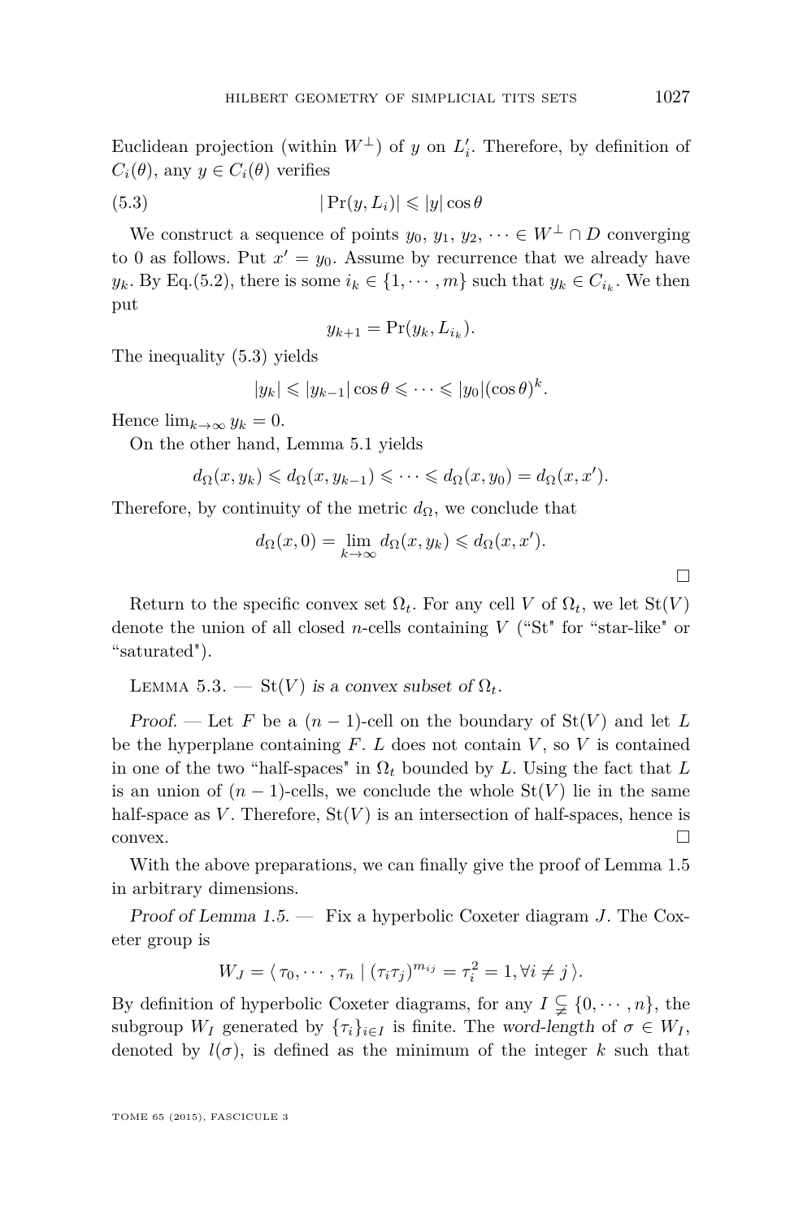Euclidean projection (within $W^\perp$) of $y$ on $L'_i$. Therefore, by definition of $C_i(\theta)$, any $y \in C_i(\theta)$ verifies

$$|\Pr(y, L_i)| \leqslant |y| \cos\theta \tag{5.3}$$

We construct a sequence of points $y_0, y_1, y_2, \cdots \in W^\perp \cap D$ converging to 0 as follows. Put $x' = y_0$. Assume by recurrence that we already have $y_k$. By Eq.(5.2), there is some $i_k \in \{1, \cdots, m\}$ such that $y_k \in C_{i_k}$. We then put

$$y_{k+1} = \Pr(y_k, L_{i_k}).$$

The inequality (5.3) yields

$$|y_k| \leqslant |y_{k-1}| \cos\theta \leqslant \cdots \leqslant |y_0| (\cos\theta)^k.$$

Hence $\lim_{k\to\infty} y_k = 0$.

On the other hand, Lemma 5.1 yields

$$d_\Omega(x, y_k) \leqslant d_\Omega(x, y_{k-1}) \leqslant \cdots \leqslant d_\Omega(x, y_0) = d_\Omega(x, x').$$

Therefore, by continuity of the metric $d_\Omega$, we conclude that

$$d_\Omega(x, 0) = \lim_{k\to\infty} d_\Omega(x, y_k) \leqslant d_\Omega(x, x').$$

□

Return to the specific convex set $\Omega_t$. For any cell $V$ of $\Omega_t$, we let $\mathrm{St}(V)$ denote the union of all closed $n$-cells containing $V$ ("St" for "star-like" or "saturated").

Lemma 5.3. — *$\mathrm{St}(V)$ is a convex subset of $\Omega_t$.*

*Proof.* — Let $F$ be a $(n-1)$-cell on the boundary of $\mathrm{St}(V)$ and let $L$ be the hyperplane containing $F$. $L$ does not contain $V$, so $V$ is contained in one of the two "half-spaces" in $\Omega_t$ bounded by $L$. Using the fact that $L$ is an union of $(n-1)$-cells, we conclude the whole $\mathrm{St}(V)$ lie in the same half-space as $V$. Therefore, $\mathrm{St}(V)$ is an intersection of half-spaces, hence is convex. □

With the above preparations, we can finally give the proof of Lemma 1.5 in arbitrary dimensions.

*Proof of Lemma 1.5.* — Fix a hyperbolic Coxeter diagram $J$. The Coxeter group is

$$W_J = \langle\, \tau_0, \cdots, \tau_n \mid (\tau_i\tau_j)^{m_{ij}} = \tau_i^2 = 1, \forall i \neq j\,\rangle.$$

By definition of hyperbolic Coxeter diagrams, for any $I \subsetneq \{0, \cdots, n\}$, the subgroup $W_I$ generated by $\{\tau_i\}_{i\in I}$ is finite. The *word-length* of $\sigma \in W_I$, denoted by $l(\sigma)$, is defined as the minimum of the integer $k$ such that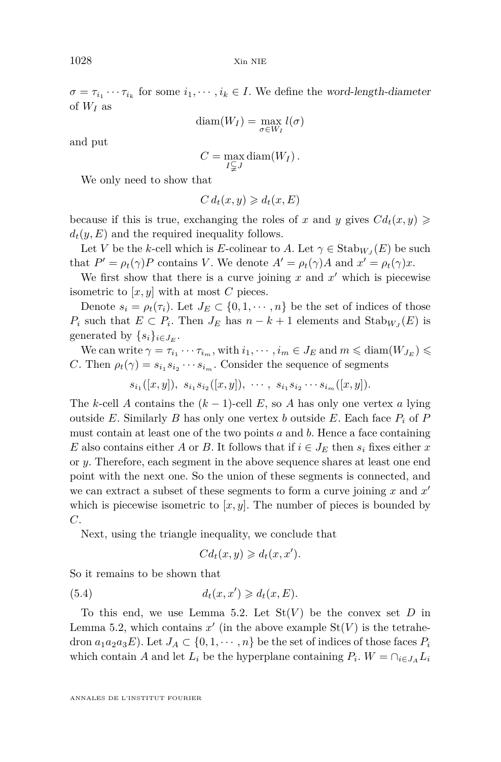$\sigma = \tau_{i_1} \cdots \tau_{i_k}$ for some $i_1, \cdots, i_k \in I$. We define the *word-length-diameter* of $W_I$ as

$$\operatorname{diam}(W_I) = \max_{\sigma \in W_I} l(\sigma)$$

and put

$$C = \max_{I \subsetneq J} \operatorname{diam}(W_I)\,.$$

We only need to show that

$$C\, d_t(x, y) \geqslant d_t(x, E)$$

because if this is true, exchanging the roles of $x$ and $y$ gives $C d_t(x, y) \geqslant d_t(y, E)$ and the required inequality follows.

Let $V$ be the $k$-cell which is $E$-colinear to $A$. Let $\gamma \in \operatorname{Stab}_{W_J}(E)$ be such that $P' = \rho_t(\gamma)P$ contains $V$. We denote $A' = \rho_t(\gamma)A$ and $x' = \rho_t(\gamma)x$.

We first show that there is a curve joining $x$ and $x'$ which is piecewise isometric to $[x, y]$ with at most $C$ pieces.

Denote $s_i = \rho_t(\tau_i)$. Let $J_E \subset \{0, 1, \cdots, n\}$ be the set of indices of those $P_i$ such that $E \subset P_i$. Then $J_E$ has $n - k + 1$ elements and $\operatorname{Stab}_{W_J}(E)$ is generated by $\{s_i\}_{i \in J_E}$.

We can write $\gamma = \tau_{i_1} \cdots \tau_{i_m}$, with $i_1, \cdots, i_m \in J_E$ and $m \leqslant \operatorname{diam}(W_{J_E}) \leqslant C$. Then $\rho_t(\gamma) = s_{i_1} s_{i_2} \cdots s_{i_m}$. Consider the sequence of segments

$$s_{i_1}([x, y]),\ s_{i_1}s_{i_2}([x, y]),\ \cdots,\ s_{i_1}s_{i_2}\cdots s_{i_m}([x, y]).$$

The $k$-cell $A$ contains the $(k-1)$-cell $E$, so $A$ has only one vertex $a$ lying outside $E$. Similarly $B$ has only one vertex $b$ outside $E$. Each face $P_i$ of $P$ must contain at least one of the two points $a$ and $b$. Hence a face containing $E$ also contains either $A$ or $B$. It follows that if $i \in J_E$ then $s_i$ fixes either $x$ or $y$. Therefore, each segment in the above sequence shares at least one end point with the next one. So the union of these segments is connected, and we can extract a subset of these segments to form a curve joining $x$ and $x'$ which is piecewise isometric to $[x, y]$. The number of pieces is bounded by $C$.

Next, using the triangle inequality, we conclude that

$$C d_t(x, y) \geqslant d_t(x, x').$$

So it remains to be shown that

$$d_t(x, x') \geqslant d_t(x, E). \tag{5.4}$$

To this end, we use Lemma 5.2. Let $\operatorname{St}(V)$ be the convex set $D$ in Lemma 5.2, which contains $x'$ (in the above example $\operatorname{St}(V)$ is the tetrahedron $a_1a_2a_3E$). Let $J_A \subset \{0, 1, \cdots, n\}$ be the set of indices of those faces $P_i$ which contain $A$ and let $L_i$ be the hyperplane containing $P_i$. $W = \cap_{i \in J_A} L_i$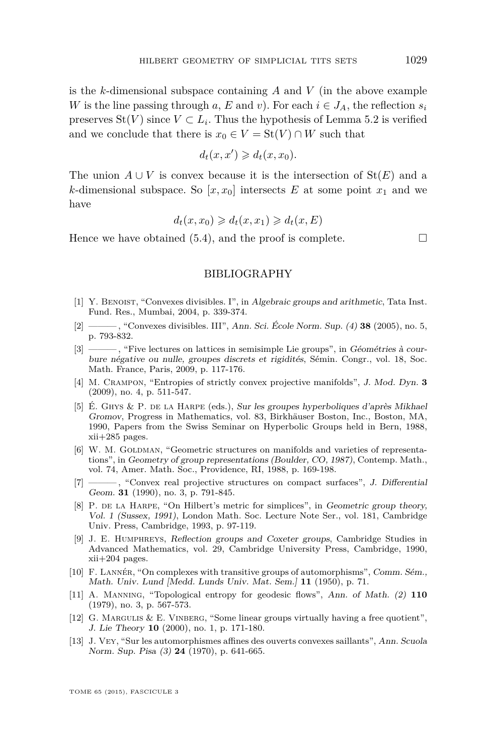is the $k$-dimensional subspace containing $A$ and $V$ (in the above example $W$ is the line passing through $a$, $E$ and $v$). For each $i \in J_A$, the reflection $s_i$ preserves $\mathrm{St}(V)$ since $V \subset L_i$. Thus the hypothesis of Lemma 5.2 is verified and we conclude that there is $x_0 \in V = \mathrm{St}(V) \cap W$ such that

$$d_t(x, x') \geqslant d_t(x, x_0).$$

The union $A \cup V$ is convex because it is the intersection of $\mathrm{St}(E)$ and a $k$-dimensional subspace. So $[x, x_0]$ intersects $E$ at some point $x_1$ and we have

$$d_t(x, x_0) \geqslant d_t(x, x_1) \geqslant d_t(x, E)$$

Hence we have obtained (5.4), and the proof is complete. □

## BIBLIOGRAPHY

[1] Y. Benoist, "Convexes divisibles. I", in *Algebraic groups and arithmetic*, Tata Inst. Fund. Res., Mumbai, 2004, p. 339-374.

[2] ———, "Convexes divisibles. III", *Ann. Sci. École Norm. Sup. (4)* **38** (2005), no. 5, p. 793-832.

[3] ———, "Five lectures on lattices in semisimple Lie groups", in *Géométries à courbure négative ou nulle, groupes discrets et rigidités*, Sémin. Congr., vol. 18, Soc. Math. France, Paris, 2009, p. 117-176.

[4] M. Crampon, "Entropies of strictly convex projective manifolds", *J. Mod. Dyn.* **3** (2009), no. 4, p. 511-547.

[5] É. Ghys & P. de la Harpe (eds.), *Sur les groupes hyperboliques d'après Mikhael Gromov*, Progress in Mathematics, vol. 83, Birkhäuser Boston, Inc., Boston, MA, 1990, Papers from the Swiss Seminar on Hyperbolic Groups held in Bern, 1988, xii+285 pages.

[6] W. M. Goldman, "Geometric structures on manifolds and varieties of representations", in *Geometry of group representations (Boulder, CO, 1987)*, Contemp. Math., vol. 74, Amer. Math. Soc., Providence, RI, 1988, p. 169-198.

[7] ———, "Convex real projective structures on compact surfaces", *J. Differential Geom.* **31** (1990), no. 3, p. 791-845.

[8] P. de la Harpe, "On Hilbert's metric for simplices", in *Geometric group theory, Vol. 1 (Sussex, 1991)*, London Math. Soc. Lecture Note Ser., vol. 181, Cambridge Univ. Press, Cambridge, 1993, p. 97-119.

[9] J. E. Humphreys, *Reflection groups and Coxeter groups*, Cambridge Studies in Advanced Mathematics, vol. 29, Cambridge University Press, Cambridge, 1990, xii+204 pages.

[10] F. Lannér, "On complexes with transitive groups of automorphisms", *Comm. Sém., Math. Univ. Lund [Medd. Lunds Univ. Mat. Sem.]* **11** (1950), p. 71.

[11] A. Manning, "Topological entropy for geodesic flows", *Ann. of Math. (2)* **110** (1979), no. 3, p. 567-573.

[12] G. Margulis & E. Vinberg, "Some linear groups virtually having a free quotient", *J. Lie Theory* **10** (2000), no. 1, p. 171-180.

[13] J. Vey, "Sur les automorphismes affines des ouverts convexes saillants", *Ann. Scuola Norm. Sup. Pisa (3)* **24** (1970), p. 641-665.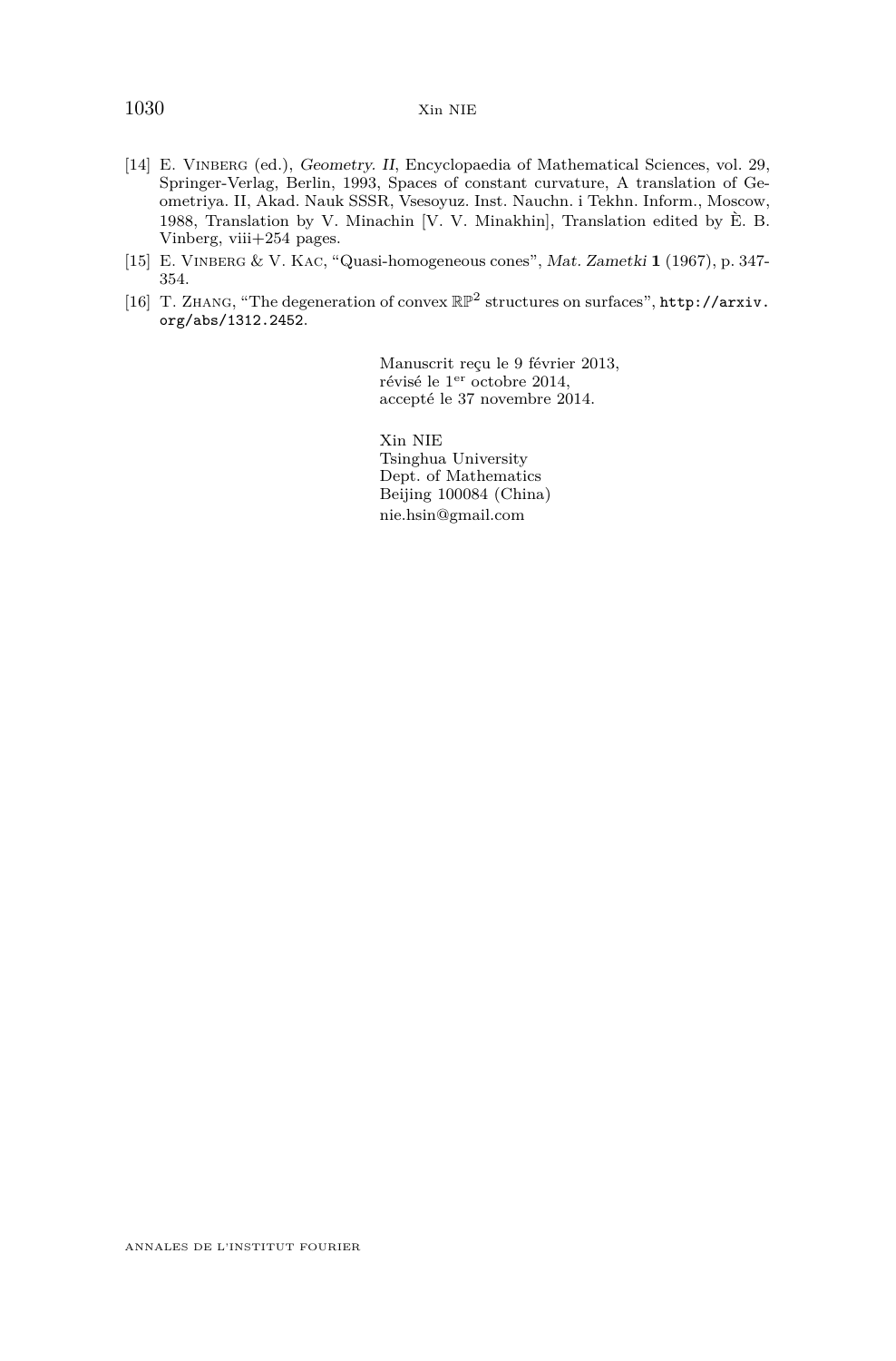[14] E. Vinberg (ed.), *Geometry. II*, Encyclopaedia of Mathematical Sciences, vol. 29, Springer-Verlag, Berlin, 1993, Spaces of constant curvature, A translation of Geometriya. II, Akad. Nauk SSSR, Vsesoyuz. Inst. Nauchn. i Tekhn. Inform., Moscow, 1988, Translation by V. Minachin [V. V. Minakhin], Translation edited by È. B. Vinberg, viii+254 pages.

[15] E. Vinberg & V. Kac, "Quasi-homogeneous cones", *Mat. Zametki* **1** (1967), p. 347-354.

[16] T. Zhang, "The degeneration of convex $\mathbb{RP}^2$ structures on surfaces", `http://arxiv.org/abs/1312.2452`.

Manuscrit reçu le 9 février 2013,
révisé le 1er octobre 2014,
accepté le 37 novembre 2014.

Xin NIE
Tsinghua University
Dept. of Mathematics
Beijing 100084 (China)
nie.hsin@gmail.com